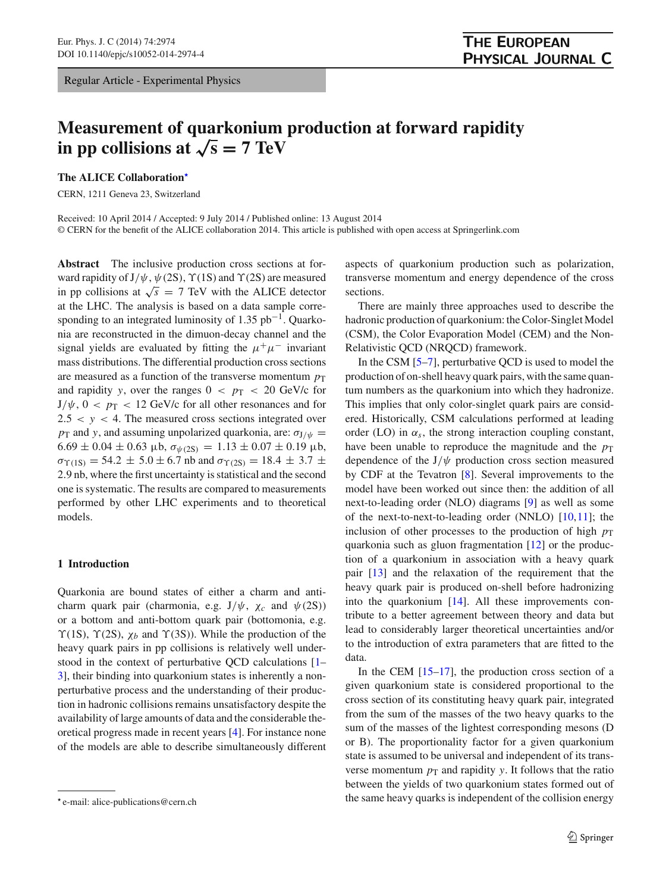Regular Article - Experimental Physics

# Measurement of quarkonium production at forward rapidity in pp collisions at $\sqrt{s} = 7$ TeV

**The ALICE Collaboration***

CERN, 1211 Geneva 23, Switzerland

Received: 10 April 2014 / Accepted: 9 July 2014 / Published online: 13 August 2014
© CERN for the benefit of the ALICE collaboration 2014. This article is published with open access at Springerlink.com

**Abstract** The inclusive production cross sections at forward rapidity of $J/\psi$, $\psi(2S)$, $\Upsilon(1S)$ and $\Upsilon(2S)$ are measured in pp collisions at $\sqrt{s} = 7$ TeV with the ALICE detector at the LHC. The analysis is based on a data sample corresponding to an integrated luminosity of 1.35 pb$^{-1}$. Quarkonia are reconstructed in the dimuon-decay channel and the signal yields are evaluated by fitting the $\mu^+\mu^-$ invariant mass distributions. The differential production cross sections are measured as a function of the transverse momentum $p_T$ and rapidity $y$, over the ranges $0 < p_T < 20$ GeV/c for $J/\psi$, $0 < p_T < 12$ GeV/c for all other resonances and for $2.5 < y < 4$. The measured cross sections integrated over $p_T$ and $y$, and assuming unpolarized quarkonia, are: $\sigma_{J/\psi} = 6.69 \pm 0.04 \pm 0.63$ μb, $\sigma_{\psi(2S)} = 1.13 \pm 0.07 \pm 0.19$ μb, $\sigma_{\Upsilon(1S)} = 54.2 \pm 5.0 \pm 6.7$ nb and $\sigma_{\Upsilon(2S)} = 18.4 \pm 3.7 \pm 2.9$ nb, where the first uncertainty is statistical and the second one is systematic. The results are compared to measurements performed by other LHC experiments and to theoretical models.

## 1 Introduction

Quarkonia are bound states of either a charm and anti-charm quark pair (charmonia, e.g. $J/\psi$, $\chi_c$ and $\psi(2S)$) or a bottom and anti-bottom quark pair (bottomonia, e.g. $\Upsilon(1S)$, $\Upsilon(2S)$, $\chi_b$ and $\Upsilon(3S)$). While the production of the heavy quark pairs in pp collisions is relatively well understood in the context of perturbative QCD calculations [1–3], their binding into quarkonium states is inherently a non-perturbative process and the understanding of their production in hadronic collisions remains unsatisfactory despite the availability of large amounts of data and the considerable theoretical progress made in recent years [4]. For instance none of the models are able to describe simultaneously different aspects of quarkonium production such as polarization, transverse momentum and energy dependence of the cross sections.

There are mainly three approaches used to describe the hadronic production of quarkonium: the Color-Singlet Model (CSM), the Color Evaporation Model (CEM) and the Non-Relativistic QCD (NRQCD) framework.

In the CSM [5–7], perturbative QCD is used to model the production of on-shell heavy quark pairs, with the same quantum numbers as the quarkonium into which they hadronize. This implies that only color-singlet quark pairs are considered. Historically, CSM calculations performed at leading order (LO) in $\alpha_s$, the strong interaction coupling constant, have been unable to reproduce the magnitude and the $p_T$ dependence of the $J/\psi$ production cross section measured by CDF at the Tevatron [8]. Several improvements to the model have been worked out since then: the addition of all next-to-leading order (NLO) diagrams [9] as well as some of the next-to-next-to-leading order (NNLO) [10,11]; the inclusion of other processes to the production of high $p_T$ quarkonia such as gluon fragmentation [12] or the production of a quarkonium in association with a heavy quark pair [13] and the relaxation of the requirement that the heavy quark pair is produced on-shell before hadronizing into the quarkonium [14]. All these improvements contribute to a better agreement between theory and data but lead to considerably larger theoretical uncertainties and/or to the introduction of extra parameters that are fitted to the data.

In the CEM [15–17], the production cross section of a given quarkonium state is considered proportional to the cross section of its constituting heavy quark pair, integrated from the sum of the masses of the two heavy quarks to the sum of the masses of the lightest corresponding mesons (D or B). The proportionality factor for a given quarkonium state is assumed to be universal and independent of its transverse momentum $p_T$ and rapidity $y$. It follows that the ratio between the yields of two quarkonium states formed out of the same heavy quarks is independent of the collision energy

* e-mail: alice-publications@cern.ch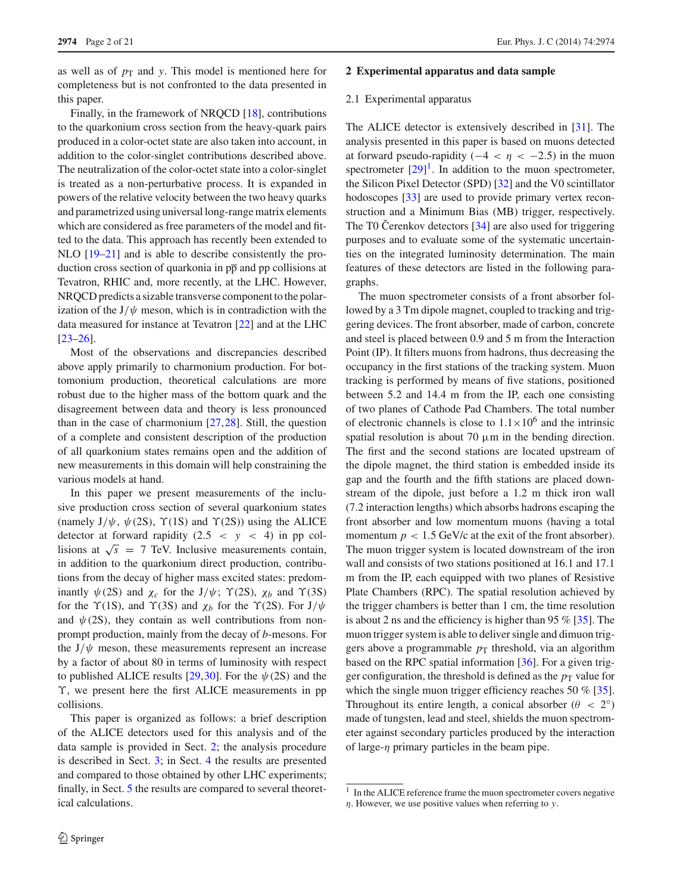as well as of $p_T$ and $y$. This model is mentioned here for completeness but is not confronted to the data presented in this paper.

Finally, in the framework of NRQCD [18], contributions to the quarkonium cross section from the heavy-quark pairs produced in a color-octet state are also taken into account, in addition to the color-singlet contributions described above. The neutralization of the color-octet state into a color-singlet is treated as a non-perturbative process. It is expanded in powers of the relative velocity between the two heavy quarks and parametrized using universal long-range matrix elements which are considered as free parameters of the model and fitted to the data. This approach has recently been extended to NLO [19–21] and is able to describe consistently the production cross section of quarkonia in $p\overline{p}$ and pp collisions at Tevatron, RHIC and, more recently, at the LHC. However, NRQCD predicts a sizable transverse component to the polarization of the J/$\psi$ meson, which is in contradiction with the data measured for instance at Tevatron [22] and at the LHC [23–26].

Most of the observations and discrepancies described above apply primarily to charmonium production. For bottomonium production, theoretical calculations are more robust due to the higher mass of the bottom quark and the disagreement between data and theory is less pronounced than in the case of charmonium [27,28]. Still, the question of a complete and consistent description of the production of all quarkonium states remains open and the addition of new measurements in this domain will help constraining the various models at hand.

In this paper we present measurements of the inclusive production cross section of several quarkonium states (namely J/$\psi$, $\psi$(2S), $\Upsilon$(1S) and $\Upsilon$(2S)) using the ALICE detector at forward rapidity ($2.5 < y < 4$) in pp collisions at $\sqrt{s} = 7$ TeV. Inclusive measurements contain, in addition to the quarkonium direct production, contributions from the decay of higher mass excited states: predominantly $\psi$(2S) and $\chi_c$ for the J/$\psi$; $\Upsilon$(2S), $\chi_b$ and $\Upsilon$(3S) for the $\Upsilon$(1S), and $\Upsilon$(3S) and $\chi_b$ for the $\Upsilon$(2S). For J/$\psi$ and $\psi$(2S), they contain as well contributions from non-prompt production, mainly from the decay of *b*-mesons. For the J/$\psi$ meson, these measurements represent an increase by a factor of about 80 in terms of luminosity with respect to published ALICE results [29,30]. For the $\psi$(2S) and the $\Upsilon$, we present here the first ALICE measurements in pp collisions.

This paper is organized as follows: a brief description of the ALICE detectors used for this analysis and of the data sample is provided in Sect. 2; the analysis procedure is described in Sect. 3; in Sect. 4 the results are presented and compared to those obtained by other LHC experiments; finally, in Sect. 5 the results are compared to several theoretical calculations.

## 2 Experimental apparatus and data sample

### 2.1 Experimental apparatus

The ALICE detector is extensively described in [31]. The analysis presented in this paper is based on muons detected at forward pseudo-rapidity ($-4 < \eta < -2.5$) in the muon spectrometer [29][1]. In addition to the muon spectrometer, the Silicon Pixel Detector (SPD) [32] and the V0 scintillator hodoscopes [33] are used to provide primary vertex reconstruction and a Minimum Bias (MB) trigger, respectively. The T0 Čerenkov detectors [34] are also used for triggering purposes and to evaluate some of the systematic uncertainties on the integrated luminosity determination. The main features of these detectors are listed in the following paragraphs.

The muon spectrometer consists of a front absorber followed by a 3 Tm dipole magnet, coupled to tracking and triggering devices. The front absorber, made of carbon, concrete and steel is placed between 0.9 and 5 m from the Interaction Point (IP). It filters muons from hadrons, thus decreasing the occupancy in the first stations of the tracking system. Muon tracking is performed by means of five stations, positioned between 5.2 and 14.4 m from the IP, each one consisting of two planes of Cathode Pad Chambers. The total number of electronic channels is close to $1.1 \times 10^6$ and the intrinsic spatial resolution is about 70 μm in the bending direction. The first and the second stations are located upstream of the dipole magnet, the third station is embedded inside its gap and the fourth and the fifth stations are placed downstream of the dipole, just before a 1.2 m thick iron wall (7.2 interaction lengths) which absorbs hadrons escaping the front absorber and low momentum muons (having a total momentum $p < 1.5$ GeV/c at the exit of the front absorber). The muon trigger system is located downstream of the iron wall and consists of two stations positioned at 16.1 and 17.1 m from the IP, each equipped with two planes of Resistive Plate Chambers (RPC). The spatial resolution achieved by the trigger chambers is better than 1 cm, the time resolution is about 2 ns and the efficiency is higher than 95 % [35]. The muon trigger system is able to deliver single and dimuon triggers above a programmable $p_T$ threshold, via an algorithm based on the RPC spatial information [36]. For a given trigger configuration, the threshold is defined as the $p_T$ value for which the single muon trigger efficiency reaches 50 % [35]. Throughout its entire length, a conical absorber ($\theta < 2°$) made of tungsten, lead and steel, shields the muon spectrometer against secondary particles produced by the interaction of large-$\eta$ primary particles in the beam pipe.

[1] In the ALICE reference frame the muon spectrometer covers negative $\eta$. However, we use positive values when referring to $y$.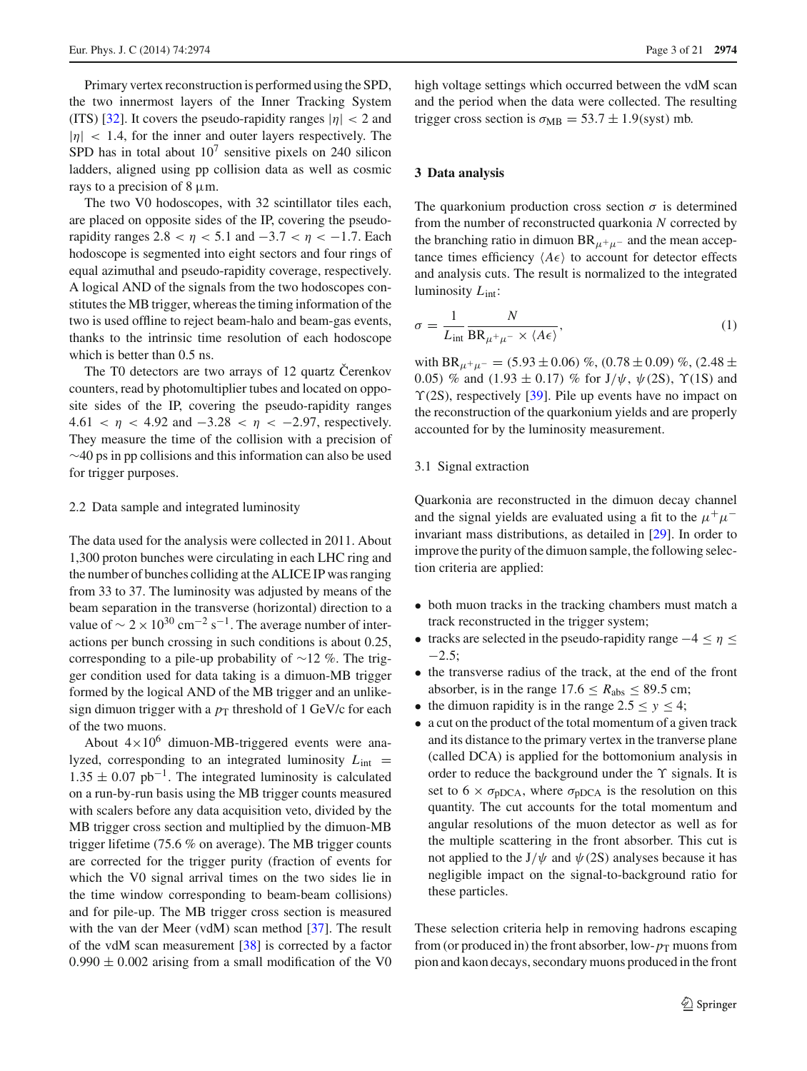Primary vertex reconstruction is performed using the SPD, the two innermost layers of the Inner Tracking System (ITS) [32]. It covers the pseudo-rapidity ranges $|\eta| < 2$ and $|\eta| < 1.4$, for the inner and outer layers respectively. The SPD has in total about $10^7$ sensitive pixels on 240 silicon ladders, aligned using pp collision data as well as cosmic rays to a precision of 8 $\mu$m.

The two V0 hodoscopes, with 32 scintillator tiles each, are placed on opposite sides of the IP, covering the pseudo-rapidity ranges $2.8 < \eta < 5.1$ and $-3.7 < \eta < -1.7$. Each hodoscope is segmented into eight sectors and four rings of equal azimuthal and pseudo-rapidity coverage, respectively. A logical AND of the signals from the two hodoscopes constitutes the MB trigger, whereas the timing information of the two is used offline to reject beam-halo and beam-gas events, thanks to the intrinsic time resolution of each hodoscope which is better than 0.5 ns.

The T0 detectors are two arrays of 12 quartz Čerenkov counters, read by photomultiplier tubes and located on opposite sides of the IP, covering the pseudo-rapidity ranges $4.61 < \eta < 4.92$ and $-3.28 < \eta < -2.97$, respectively. They measure the time of the collision with a precision of $\sim$40 ps in pp collisions and this information can also be used for trigger purposes.

### 2.2 Data sample and integrated luminosity

The data used for the analysis were collected in 2011. About 1,300 proton bunches were circulating in each LHC ring and the number of bunches colliding at the ALICE IP was ranging from 33 to 37. The luminosity was adjusted by means of the beam separation in the transverse (horizontal) direction to a value of $\sim 2 \times 10^{30}$ cm$^{-2}$ s$^{-1}$. The average number of interactions per bunch crossing in such conditions is about 0.25, corresponding to a pile-up probability of $\sim$12 %. The trigger condition used for data taking is a dimuon-MB trigger formed by the logical AND of the MB trigger and an unlike-sign dimuon trigger with a $p_{\mathrm{T}}$ threshold of 1 GeV/c for each of the two muons.

About $4 \times 10^6$ dimuon-MB-triggered events were analyzed, corresponding to an integrated luminosity $L_{\mathrm{int}} = 1.35 \pm 0.07$ pb$^{-1}$. The integrated luminosity is calculated on a run-by-run basis using the MB trigger counts measured with scalers before any data acquisition veto, divided by the MB trigger cross section and multiplied by the dimuon-MB trigger lifetime (75.6 % on average). The MB trigger counts are corrected for the trigger purity (fraction of events for which the V0 signal arrival times on the two sides lie in the time window corresponding to beam-beam collisions) and for pile-up. The MB trigger cross section is measured with the van der Meer (vdM) scan method [37]. The result of the vdM scan measurement [38] is corrected by a factor $0.990 \pm 0.002$ arising from a small modification of the V0 high voltage settings which occurred between the vdM scan and the period when the data were collected. The resulting trigger cross section is $\sigma_{\mathrm{MB}} = 53.7 \pm 1.9$(syst) mb.

## 3 Data analysis

The quarkonium production cross section $\sigma$ is determined from the number of reconstructed quarkonia $N$ corrected by the branching ratio in dimuon $\mathrm{BR}_{\mu^+\mu^-}$ and the mean acceptance times efficiency $\langle A\epsilon \rangle$ to account for detector effects and analysis cuts. The result is normalized to the integrated luminosity $L_{\mathrm{int}}$:

$$\sigma = \frac{1}{L_{\mathrm{int}}} \frac{N}{\mathrm{BR}_{\mu^+\mu^-} \times \langle A\epsilon \rangle}, \tag{1}$$

with $\mathrm{BR}_{\mu^+\mu^-} = (5.93 \pm 0.06)$ %, $(0.78 \pm 0.09)$ %, $(2.48 \pm 0.05)$ % and $(1.93 \pm 0.17)$ % for J/$\psi$, $\psi$(2S), $\Upsilon$(1S) and $\Upsilon$(2S), respectively [39]. Pile up events have no impact on the reconstruction of the quarkonium yields and are properly accounted for by the luminosity measurement.

### 3.1 Signal extraction

Quarkonia are reconstructed in the dimuon decay channel and the signal yields are evaluated using a fit to the $\mu^+\mu^-$ invariant mass distributions, as detailed in [29]. In order to improve the purity of the dimuon sample, the following selection criteria are applied:

- both muon tracks in the tracking chambers must match a track reconstructed in the trigger system;
- tracks are selected in the pseudo-rapidity range $-4 \leq \eta \leq -2.5$;
- the transverse radius of the track, at the end of the front absorber, is in the range $17.6 \leq R_{\mathrm{abs}} \leq 89.5$ cm;
- the dimuon rapidity is in the range $2.5 \leq y \leq 4$;
- a cut on the product of the total momentum of a given track and its distance to the primary vertex in the tranverse plane (called DCA) is applied for the bottomonium analysis in order to reduce the background under the $\Upsilon$ signals. It is set to $6 \times \sigma_{\mathrm{pDCA}}$, where $\sigma_{\mathrm{pDCA}}$ is the resolution on this quantity. The cut accounts for the total momentum and angular resolutions of the muon detector as well as for the multiple scattering in the front absorber. This cut is not applied to the J/$\psi$ and $\psi$(2S) analyses because it has negligible impact on the signal-to-background ratio for these particles.

These selection criteria help in removing hadrons escaping from (or produced in) the front absorber, low-$p_{\mathrm{T}}$ muons from pion and kaon decays, secondary muons produced in the front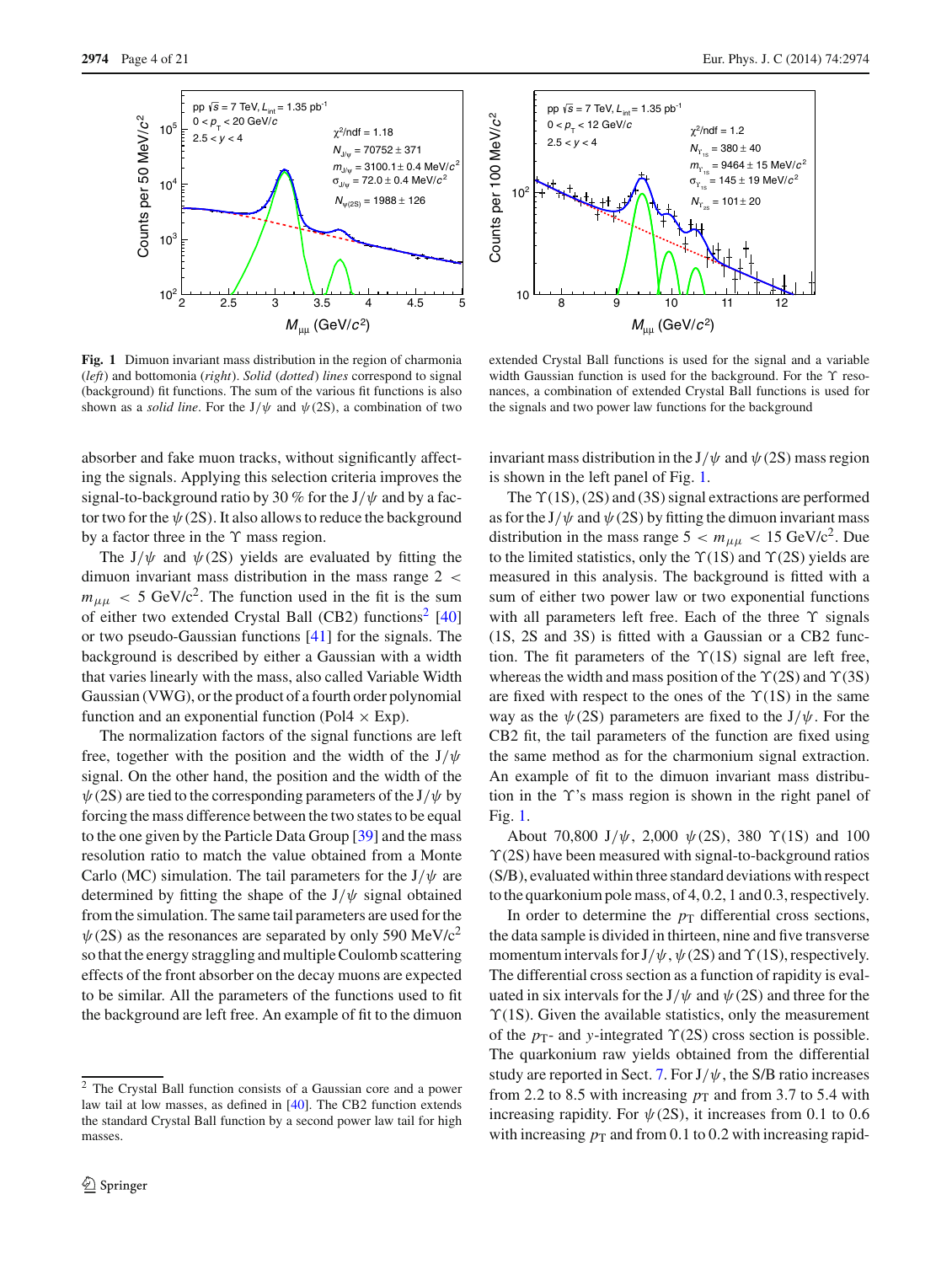**Fig. 1** Dimuon invariant mass distribution in the region of charmonia (*left*) and bottomonia (*right*). *Solid* (*dotted*) *lines* correspond to signal (background) fit functions. The sum of the various fit functions is also shown as a *solid line*. For the J/$\psi$ and $\psi$(2S), a combination of two extended Crystal Ball functions is used for the signal and a variable width Gaussian function is used for the background. For the $\Upsilon$ resonances, a combination of extended Crystal Ball functions is used for the signals and two power law functions for the background

absorber and fake muon tracks, without significantly affecting the signals. Applying this selection criteria improves the signal-to-background ratio by 30 % for the J/$\psi$ and by a factor two for the $\psi$(2S). It also allows to reduce the background by a factor three in the $\Upsilon$ mass region.

The J/$\psi$ and $\psi$(2S) yields are evaluated by fitting the dimuon invariant mass distribution in the mass range $2 < m_{\mu\mu} < 5$ GeV/c$^2$. The function used in the fit is the sum of either two extended Crystal Ball (CB2) functions[2] [40] or two pseudo-Gaussian functions [41] for the signals. The background is described by either a Gaussian with a width that varies linearly with the mass, also called Variable Width Gaussian (VWG), or the product of a fourth order polynomial function and an exponential function (Pol4 × Exp).

The normalization factors of the signal functions are left free, together with the position and the width of the J/$\psi$ signal. On the other hand, the position and the width of the $\psi$(2S) are tied to the corresponding parameters of the J/$\psi$ by forcing the mass difference between the two states to be equal to the one given by the Particle Data Group [39] and the mass resolution ratio to match the value obtained from a Monte Carlo (MC) simulation. The tail parameters for the J/$\psi$ are determined by fitting the shape of the J/$\psi$ signal obtained from the simulation. The same tail parameters are used for the $\psi$(2S) as the resonances are separated by only 590 MeV/c$^2$ so that the energy straggling and multiple Coulomb scattering effects of the front absorber on the decay muons are expected to be similar. All the parameters of the functions used to fit the background are left free. An example of fit to the dimuon invariant mass distribution in the J/$\psi$ and $\psi$(2S) mass region is shown in the left panel of Fig. 1.

The $\Upsilon$(1S), (2S) and (3S) signal extractions are performed as for the J/$\psi$ and $\psi$(2S) by fitting the dimuon invariant mass distribution in the mass range $5 < m_{\mu\mu} < 15$ GeV/c$^2$. Due to the limited statistics, only the $\Upsilon$(1S) and $\Upsilon$(2S) yields are measured in this analysis. The background is fitted with a sum of either two power law or two exponential functions with all parameters left free. Each of the three $\Upsilon$ signals (1S, 2S and 3S) is fitted with a Gaussian or a CB2 function. The fit parameters of the $\Upsilon$(1S) signal are left free, whereas the width and mass position of the $\Upsilon$(2S) and $\Upsilon$(3S) are fixed with respect to the ones of the $\Upsilon$(1S) in the same way as the $\psi$(2S) parameters are fixed to the J/$\psi$. For the CB2 fit, the tail parameters of the function are fixed using the same method as for the charmonium signal extraction. An example of fit to the dimuon invariant mass distribution in the $\Upsilon$'s mass region is shown in the right panel of Fig. 1.

About 70,800 J/$\psi$, 2,000 $\psi$(2S), 380 $\Upsilon$(1S) and 100 $\Upsilon$(2S) have been measured with signal-to-background ratios (S/B), evaluated within three standard deviations with respect to the quarkonium pole mass, of 4, 0.2, 1 and 0.3, respectively.

In order to determine the $p_{\mathrm{T}}$ differential cross sections, the data sample is divided in thirteen, nine and five transverse momentum intervals for J/$\psi$, $\psi$(2S) and $\Upsilon$(1S), respectively. The differential cross section as a function of rapidity is evaluated in six intervals for the J/$\psi$ and $\psi$(2S) and three for the $\Upsilon$(1S). Given the available statistics, only the measurement of the $p_{\mathrm{T}}$- and $y$-integrated $\Upsilon$(2S) cross section is possible. The quarkonium raw yields obtained from the differential study are reported in Sect. 7. For J/$\psi$, the S/B ratio increases from 2.2 to 8.5 with increasing $p_{\mathrm{T}}$ and from 3.7 to 5.4 with increasing rapidity. For $\psi$(2S), it increases from 0.1 to 0.6 with increasing $p_{\mathrm{T}}$ and from 0.1 to 0.2 with increasing rapid-

---

[2] The Crystal Ball function consists of a Gaussian core and a power law tail at low masses, as defined in [40]. The CB2 function extends the standard Crystal Ball function by a second power law tail for high masses.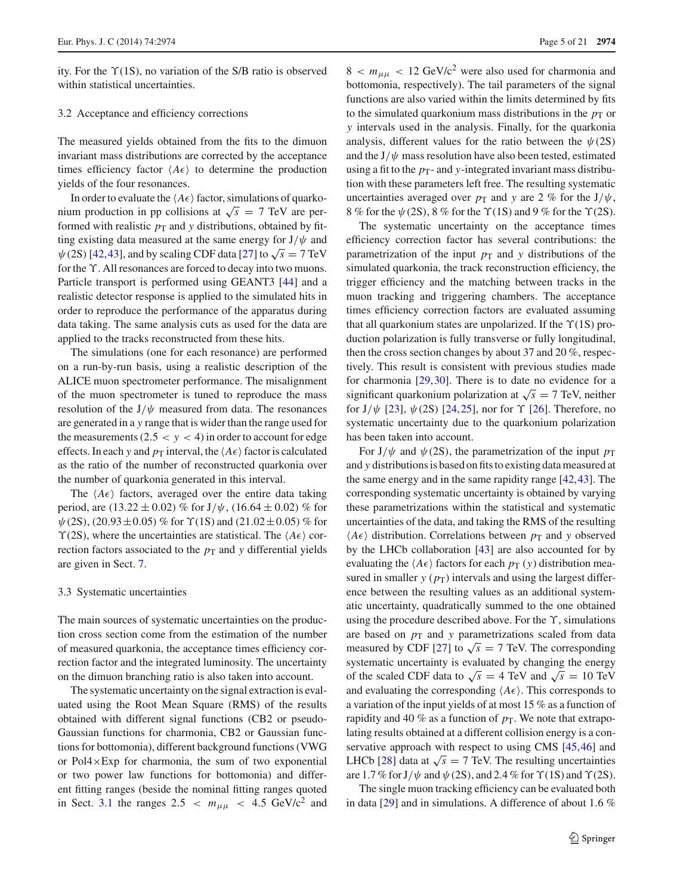ity. For the $\Upsilon$(1S), no variation of the S/B ratio is observed within statistical uncertainties.

### 3.2 Acceptance and efficiency corrections

The measured yields obtained from the fits to the dimuon invariant mass distributions are corrected by the acceptance times efficiency factor $\langle A\epsilon\rangle$ to determine the production yields of the four resonances.

In order to evaluate the $\langle A\epsilon\rangle$ factor, simulations of quarkonium production in pp collisions at $\sqrt{s} = 7$ TeV are performed with realistic $p_{\mathrm{T}}$ and $y$ distributions, obtained by fitting existing data measured at the same energy for J/$\psi$ and $\psi$(2S) [42,43], and by scaling CDF data [27] to $\sqrt{s} = 7$ TeV for the $\Upsilon$. All resonances are forced to decay into two muons. Particle transport is performed using GEANT3 [44] and a realistic detector response is applied to the simulated hits in order to reproduce the performance of the apparatus during data taking. The same analysis cuts as used for the data are applied to the tracks reconstructed from these hits.

The simulations (one for each resonance) are performed on a run-by-run basis, using a realistic description of the ALICE muon spectrometer performance. The misalignment of the muon spectrometer is tuned to reproduce the mass resolution of the J/$\psi$ measured from data. The resonances are generated in a $y$ range that is wider than the range used for the measurements ($2.5 < y < 4$) in order to account for edge effects. In each $y$ and $p_{\mathrm{T}}$ interval, the $\langle A\epsilon\rangle$ factor is calculated as the ratio of the number of reconstructed quarkonia over the number of quarkonia generated in this interval.

The $\langle A\epsilon\rangle$ factors, averaged over the entire data taking period, are $(13.22 \pm 0.02)$ % for J/$\psi$, $(16.64 \pm 0.02)$ % for $\psi$(2S), $(20.93 \pm 0.05)$ % for $\Upsilon$(1S) and $(21.02 \pm 0.05)$ % for $\Upsilon$(2S), where the uncertainties are statistical. The $\langle A\epsilon\rangle$ correction factors associated to the $p_{\mathrm{T}}$ and $y$ differential yields are given in Sect. 7.

### 3.3 Systematic uncertainties

The main sources of systematic uncertainties on the production cross section come from the estimation of the number of measured quarkonia, the acceptance times efficiency correction factor and the integrated luminosity. The uncertainty on the dimuon branching ratio is also taken into account.

The systematic uncertainty on the signal extraction is evaluated using the Root Mean Square (RMS) of the results obtained with different signal functions (CB2 or pseudo-Gaussian functions for charmonia, CB2 or Gaussian functions for bottomonia), different background functions (VWG or Pol4×Exp for charmonia, the sum of two exponential or two power law functions for bottomonia) and different fitting ranges (beside the nominal fitting ranges quoted in Sect. 3.1 the ranges $2.5 < m_{\mu\mu} < 4.5$ GeV/c$^2$ and $8 < m_{\mu\mu} < 12$ GeV/c$^2$ were also used for charmonia and bottomonia, respectively). The tail parameters of the signal functions are also varied within the limits determined by fits to the simulated quarkonium mass distributions in the $p_{\mathrm{T}}$ or $y$ intervals used in the analysis. Finally, for the quarkonia analysis, different values for the ratio between the $\psi$(2S) and the J/$\psi$ mass resolution have also been tested, estimated using a fit to the $p_{\mathrm{T}}$- and $y$-integrated invariant mass distribution with these parameters left free. The resulting systematic uncertainties averaged over $p_{\mathrm{T}}$ and $y$ are 2 % for the J/$\psi$, 8 % for the $\psi$(2S), 8 % for the $\Upsilon$(1S) and 9 % for the $\Upsilon$(2S).

The systematic uncertainty on the acceptance times efficiency correction factor has several contributions: the parametrization of the input $p_{\mathrm{T}}$ and $y$ distributions of the simulated quarkonia, the track reconstruction efficiency, the trigger efficiency and the matching between tracks in the muon tracking and triggering chambers. The acceptance times efficiency correction factors are evaluated assuming that all quarkonium states are unpolarized. If the $\Upsilon$(1S) production polarization is fully transverse or fully longitudinal, then the cross section changes by about 37 and 20 %, respectively. This result is consistent with previous studies made for charmonia [29,30]. There is to date no evidence for a significant quarkonium polarization at $\sqrt{s} = 7$ TeV, neither for J/$\psi$ [23], $\psi$(2S) [24,25], nor for $\Upsilon$ [26]. Therefore, no systematic uncertainty due to the quarkonium polarization has been taken into account.

For J/$\psi$ and $\psi$(2S), the parametrization of the input $p_{\mathrm{T}}$ and $y$ distributions is based on fits to existing data measured at the same energy and in the same rapidity range [42,43]. The corresponding systematic uncertainty is obtained by varying these parametrizations within the statistical and systematic uncertainties of the data, and taking the RMS of the resulting $\langle A\epsilon\rangle$ distribution. Correlations between $p_{\mathrm{T}}$ and $y$ observed by the LHCb collaboration [43] are also accounted for by evaluating the $\langle A\epsilon\rangle$ factors for each $p_{\mathrm{T}}$ ($y$) distribution measured in smaller $y$ ($p_{\mathrm{T}}$) intervals and using the largest difference between the resulting values as an additional systematic uncertainty, quadratically summed to the one obtained using the procedure described above. For the $\Upsilon$, simulations are based on $p_{\mathrm{T}}$ and $y$ parametrizations scaled from data measured by CDF [27] to $\sqrt{s} = 7$ TeV. The corresponding systematic uncertainty is evaluated by changing the energy of the scaled CDF data to $\sqrt{s} = 4$ TeV and $\sqrt{s} = 10$ TeV and evaluating the corresponding $\langle A\epsilon\rangle$. This corresponds to a variation of the input yields of at most 15 % as a function of rapidity and 40 % as a function of $p_{\mathrm{T}}$. We note that extrapolating results obtained at a different collision energy is a conservative approach with respect to using CMS [45,46] and LHCb [28] data at $\sqrt{s} = 7$ TeV. The resulting uncertainties are 1.7 % for J/$\psi$ and $\psi$(2S), and 2.4 % for $\Upsilon$(1S) and $\Upsilon$(2S).

The single muon tracking efficiency can be evaluated both in data [29] and in simulations. A difference of about 1.6 %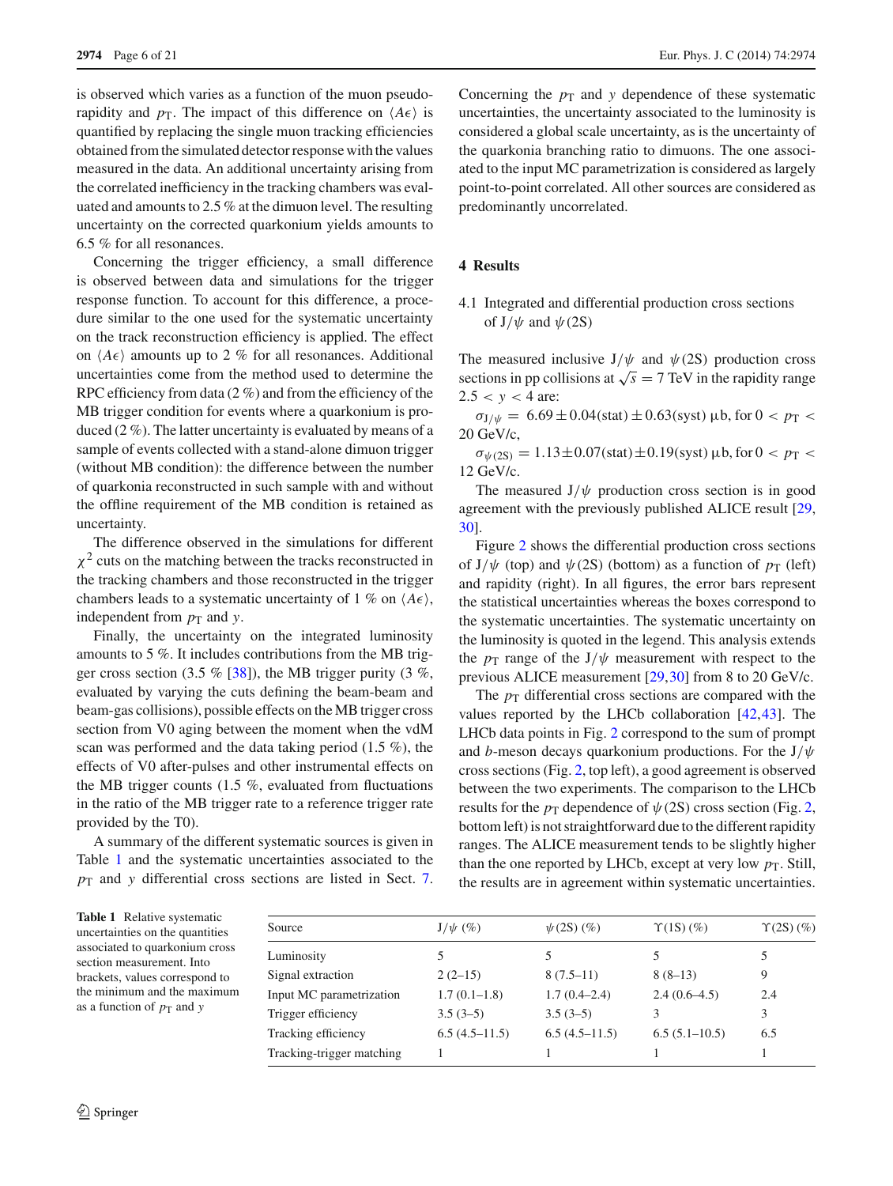is observed which varies as a function of the muon pseudorapidity and $p_{\mathrm{T}}$. The impact of this difference on $\langle A\epsilon\rangle$ is quantified by replacing the single muon tracking efficiencies obtained from the simulated detector response with the values measured in the data. An additional uncertainty arising from the correlated inefficiency in the tracking chambers was evaluated and amounts to 2.5 % at the dimuon level. The resulting uncertainty on the corrected quarkonium yields amounts to 6.5 % for all resonances.

Concerning the trigger efficiency, a small difference is observed between data and simulations for the trigger response function. To account for this difference, a procedure similar to the one used for the systematic uncertainty on the track reconstruction efficiency is applied. The effect on $\langle A\epsilon\rangle$ amounts up to 2 % for all resonances. Additional uncertainties come from the method used to determine the RPC efficiency from data (2 %) and from the efficiency of the MB trigger condition for events where a quarkonium is produced (2 %). The latter uncertainty is evaluated by means of a sample of events collected with a stand-alone dimuon trigger (without MB condition): the difference between the number of quarkonia reconstructed in such sample with and without the offline requirement of the MB condition is retained as uncertainty.

The difference observed in the simulations for different $\chi^2$ cuts on the matching between the tracks reconstructed in the tracking chambers and those reconstructed in the trigger chambers leads to a systematic uncertainty of 1 % on $\langle A\epsilon\rangle$, independent from $p_{\mathrm{T}}$ and $y$.

Finally, the uncertainty on the integrated luminosity amounts to 5 %. It includes contributions from the MB trigger cross section (3.5 % [38]), the MB trigger purity (3 %, evaluated by varying the cuts defining the beam-beam and beam-gas collisions), possible effects on the MB trigger cross section from V0 aging between the moment when the vdM scan was performed and the data taking period (1.5 %), the effects of V0 after-pulses and other instrumental effects on the MB trigger counts (1.5 %, evaluated from fluctuations in the ratio of the MB trigger rate to a reference trigger rate provided by the T0).

A summary of the different systematic sources is given in Table 1 and the systematic uncertainties associated to the $p_{\mathrm{T}}$ and $y$ differential cross sections are listed in Sect. 7. Concerning the $p_{\mathrm{T}}$ and $y$ dependence of these systematic uncertainties, the uncertainty associated to the luminosity is considered a global scale uncertainty, as is the uncertainty of the quarkonia branching ratio to dimuons. The one associated to the input MC parametrization is considered as largely point-to-point correlated. All other sources are considered as predominantly uncorrelated.

## 4 Results

### 4.1 Integrated and differential production cross sections of J/$\psi$ and $\psi$(2S)

The measured inclusive J/$\psi$ and $\psi$(2S) production cross sections in pp collisions at $\sqrt{s} = 7$ TeV in the rapidity range $2.5 < y < 4$ are:

$\sigma_{\mathrm{J}/\psi} = 6.69 \pm 0.04(\mathrm{stat}) \pm 0.63(\mathrm{syst})$ μb, for $0 < p_{\mathrm{T}} < 20$ GeV/c,

$\sigma_{\psi(2\mathrm{S})} = 1.13 \pm 0.07(\mathrm{stat}) \pm 0.19(\mathrm{syst})$ μb, for $0 < p_{\mathrm{T}} < 12$ GeV/c.

The measured J/$\psi$ production cross section is in good agreement with the previously published ALICE result [29, 30].

Figure 2 shows the differential production cross sections of J/$\psi$ (top) and $\psi$(2S) (bottom) as a function of $p_{\mathrm{T}}$ (left) and rapidity (right). In all figures, the error bars represent the statistical uncertainties whereas the boxes correspond to the systematic uncertainties. The systematic uncertainty on the luminosity is quoted in the legend. This analysis extends the $p_{\mathrm{T}}$ range of the J/$\psi$ measurement with respect to the previous ALICE measurement [29,30] from 8 to 20 GeV/c.

The $p_{\mathrm{T}}$ differential cross sections are compared with the values reported by the LHCb collaboration [42,43]. The LHCb data points in Fig. 2 correspond to the sum of prompt and $b$-meson decays quarkonium productions. For the J/$\psi$ cross sections (Fig. 2, top left), a good agreement is observed between the two experiments. The comparison to the LHCb results for the $p_{\mathrm{T}}$ dependence of $\psi$(2S) cross section (Fig. 2, bottom left) is not straightforward due to the different rapidity ranges. The ALICE measurement tends to be slightly higher than the one reported by LHCb, except at very low $p_{\mathrm{T}}$. Still, the results are in agreement within systematic uncertainties.

**Table 1** Relative systematic uncertainties on the quantities associated to quarkonium cross section measurement. Into brackets, values correspond to the minimum and the maximum as a function of $p_{\mathrm{T}}$ and $y$

| Source | J/$\psi$ (%) | $\psi$(2S) (%) | $\Upsilon$(1S) (%) | $\Upsilon$(2S) (%) |
|---|---|---|---|---|
| Luminosity | 5 | 5 | 5 | 5 |
| Signal extraction | 2 (2–15) | 8 (7.5–11) | 8 (8–13) | 9 |
| Input MC parametrization | 1.7 (0.1–1.8) | 1.7 (0.4–2.4) | 2.4 (0.6–4.5) | 2.4 |
| Trigger efficiency | 3.5 (3–5) | 3.5 (3–5) | 3 | 3 |
| Tracking efficiency | 6.5 (4.5–11.5) | 6.5 (4.5–11.5) | 6.5 (5.1–10.5) | 6.5 |
| Tracking-trigger matching | 1 | 1 | 1 | 1 |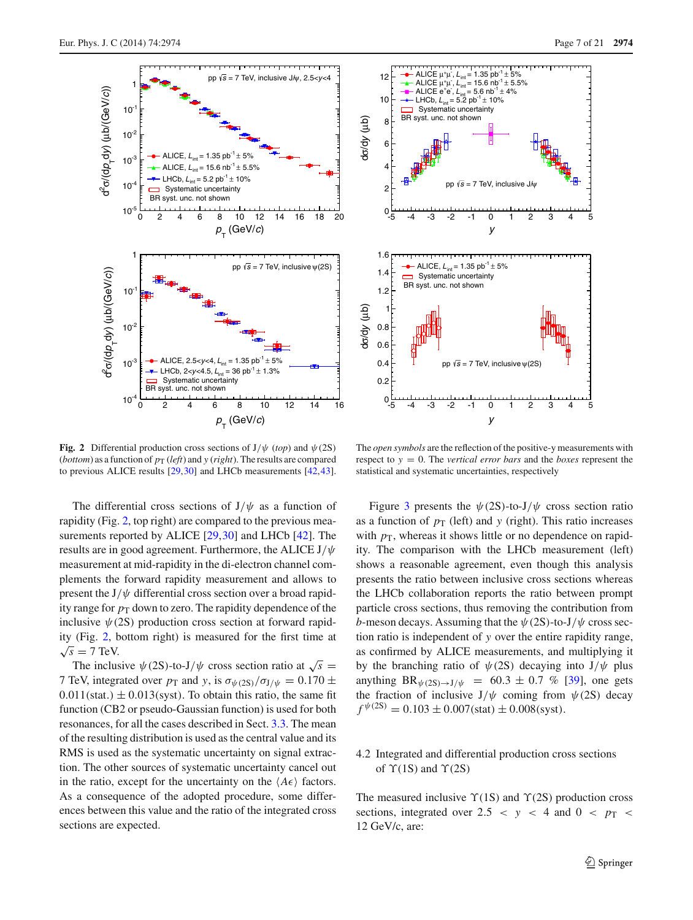**Fig. 2** Differential production cross sections of $\mathrm{J}/\psi$ (*top*) and $\psi(2\mathrm{S})$ (*bottom*) as a function of $p_{\mathrm{T}}$ (*left*) and $y$ (*right*). The results are compared to previous ALICE results [29,30] and LHCb measurements [42,43]. The *open symbols* are the reflection of the positive-$y$ measurements with respect to $y = 0$. The *vertical error bars* and the *boxes* represent the statistical and systematic uncertainties, respectively

The differential cross sections of $\mathrm{J}/\psi$ as a function of rapidity (Fig. 2, top right) are compared to the previous measurements reported by ALICE [29,30] and LHCb [42]. The results are in good agreement. Furthermore, the ALICE $\mathrm{J}/\psi$ measurement at mid-rapidity in the di-electron channel complements the forward rapidity measurement and allows to present the $\mathrm{J}/\psi$ differential cross section over a broad rapidity range for $p_{\mathrm{T}}$ down to zero. The rapidity dependence of the inclusive $\psi(2\mathrm{S})$ production cross section at forward rapidity (Fig. 2, bottom right) is measured for the first time at $\sqrt{s} = 7$ TeV.

The inclusive $\psi(2\mathrm{S})$-to-$\mathrm{J}/\psi$ cross section ratio at $\sqrt{s} = 7$ TeV, integrated over $p_{\mathrm{T}}$ and $y$, is $\sigma_{\psi(2\mathrm{S})}/\sigma_{\mathrm{J}/\psi} = 0.170 \pm 0.011(\mathrm{stat.}) \pm 0.013(\mathrm{syst})$. To obtain this ratio, the same fit function (CB2 or pseudo-Gaussian function) is used for both resonances, for all the cases described in Sect. 3.3. The mean of the resulting distribution is used as the central value and its RMS is used as the systematic uncertainty on signal extraction. The other sources of systematic uncertainty cancel out in the ratio, except for the uncertainty on the $\langle A\epsilon\rangle$ factors. As a consequence of the adopted procedure, some differences between this value and the ratio of the integrated cross sections are expected.

Figure 3 presents the $\psi(2\mathrm{S})$-to-$\mathrm{J}/\psi$ cross section ratio as a function of $p_{\mathrm{T}}$ (left) and $y$ (right). This ratio increases with $p_{\mathrm{T}}$, whereas it shows little or no dependence on rapidity. The comparison with the LHCb measurement (left) shows a reasonable agreement, even though this analysis presents the ratio between inclusive cross sections whereas the LHCb collaboration reports the ratio between prompt particle cross sections, thus removing the contribution from $b$-meson decays. Assuming that the $\psi(2\mathrm{S})$-to-$\mathrm{J}/\psi$ cross section ratio is independent of $y$ over the entire rapidity range, as confirmed by ALICE measurements, and multiplying it by the branching ratio of $\psi(2\mathrm{S})$ decaying into $\mathrm{J}/\psi$ plus anything $\mathrm{BR}_{\psi(2\mathrm{S})\to\mathrm{J}/\psi} = 60.3 \pm 0.7$ % [39], one gets the fraction of inclusive $\mathrm{J}/\psi$ coming from $\psi(2\mathrm{S})$ decay $f^{\psi(2\mathrm{S})} = 0.103 \pm 0.007(\mathrm{stat}) \pm 0.008(\mathrm{syst})$.

### 4.2 Integrated and differential production cross sections of $\Upsilon(1\mathrm{S})$ and $\Upsilon(2\mathrm{S})$

The measured inclusive $\Upsilon(1\mathrm{S})$ and $\Upsilon(2\mathrm{S})$ production cross sections, integrated over $2.5 < y < 4$ and $0 < p_{\mathrm{T}} < 12$ GeV/$c$, are: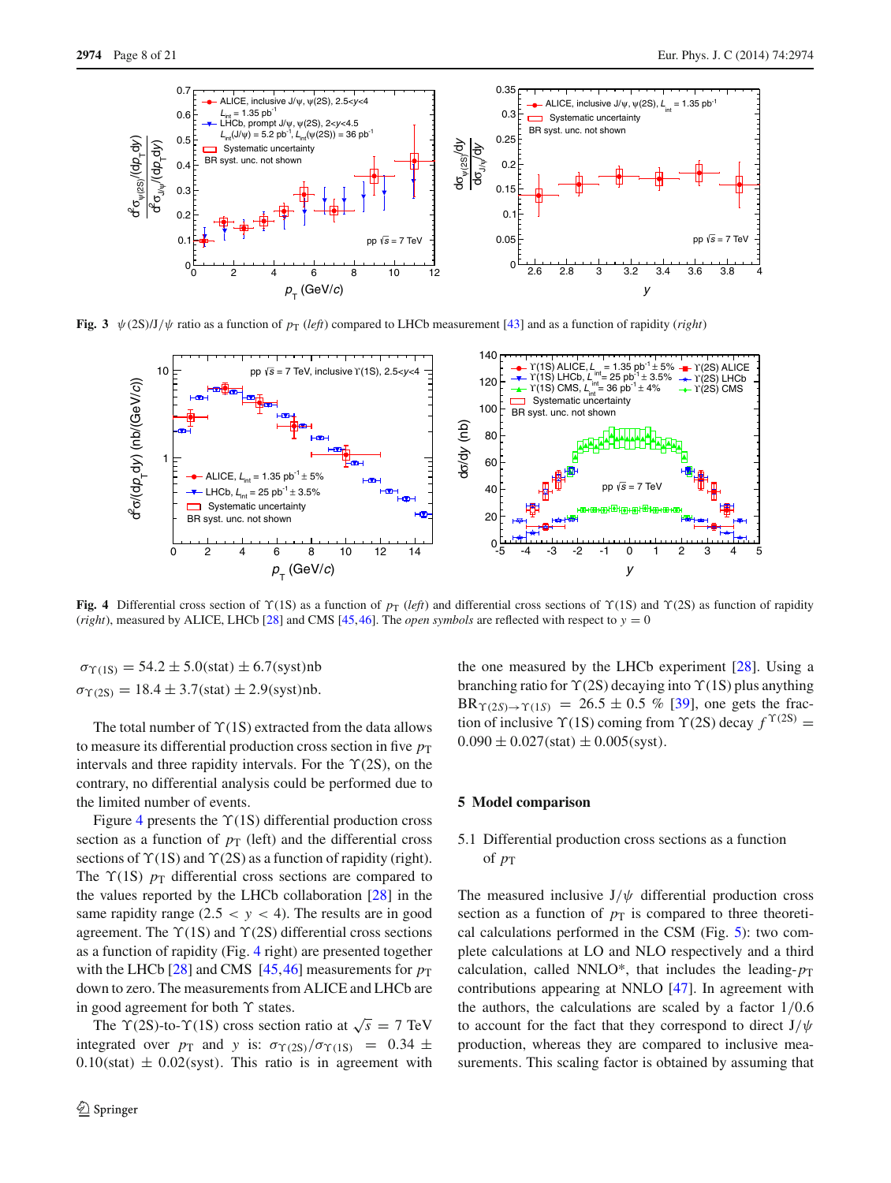**Fig. 3** $\psi(2S)/J/\psi$ ratio as a function of $p_T$ (*left*) compared to LHCb measurement [43] and as a function of rapidity (*right*)

**Fig. 4** Differential cross section of $\Upsilon(1S)$ as a function of $p_T$ (*left*) and differential cross sections of $\Upsilon(1S)$ and $\Upsilon(2S)$ as function of rapidity (*right*), measured by ALICE, LHCb [28] and CMS [45,46]. The *open symbols* are reflected with respect to $y = 0$

$$\sigma_{\Upsilon(1S)} = 54.2 \pm 5.0(\text{stat}) \pm 6.7(\text{syst})\text{nb}$$

$$\sigma_{\Upsilon(2S)} = 18.4 \pm 3.7(\text{stat}) \pm 2.9(\text{syst})\text{nb}.$$

The total number of $\Upsilon(1S)$ extracted from the data allows to measure its differential production cross section in five $p_T$ intervals and three rapidity intervals. For the $\Upsilon(2S)$, on the contrary, no differential analysis could be performed due to the limited number of events.

Figure 4 presents the $\Upsilon(1S)$ differential production cross section as a function of $p_T$ (left) and the differential cross sections of $\Upsilon(1S)$ and $\Upsilon(2S)$ as a function of rapidity (right). The $\Upsilon(1S)$ $p_T$ differential cross sections are compared to the values reported by the LHCb collaboration [28] in the same rapidity range ($2.5 < y < 4$). The results are in good agreement. The $\Upsilon(1S)$ and $\Upsilon(2S)$ differential cross sections as a function of rapidity (Fig. 4 right) are presented together with the LHCb [28] and CMS [45,46] measurements for $p_T$ down to zero. The measurements from ALICE and LHCb are in good agreement for both $\Upsilon$ states.

The $\Upsilon(2S)$-to-$\Upsilon(1S)$ cross section ratio at $\sqrt{s} = 7$ TeV integrated over $p_T$ and $y$ is: $\sigma_{\Upsilon(2S)}/\sigma_{\Upsilon(1S)} = 0.34 \pm 0.10(\text{stat}) \pm 0.02(\text{syst})$. This ratio is in agreement with the one measured by the LHCb experiment [28]. Using a branching ratio for $\Upsilon(2S)$ decaying into $\Upsilon(1S)$ plus anything $\text{BR}_{\Upsilon(2S)\to\Upsilon(1S)} = 26.5 \pm 0.5$ % [39], one gets the fraction of inclusive $\Upsilon(1S)$ coming from $\Upsilon(2S)$ decay $f^{\Upsilon(2S)} = 0.090 \pm 0.027(\text{stat}) \pm 0.005(\text{syst})$.

## 5 Model comparison

### 5.1 Differential production cross sections as a function of $p_T$

The measured inclusive $J/\psi$ differential production cross section as a function of $p_T$ is compared to three theoretical calculations performed in the CSM (Fig. 5): two complete calculations at LO and NLO respectively and a third calculation, called NNLO*, that includes the leading-$p_T$ contributions appearing at NNLO [47]. In agreement with the authors, the calculations are scaled by a factor 1/0.6 to account for the fact that they correspond to direct $J/\psi$ production, whereas they are compared to inclusive measurements. This scaling factor is obtained by assuming that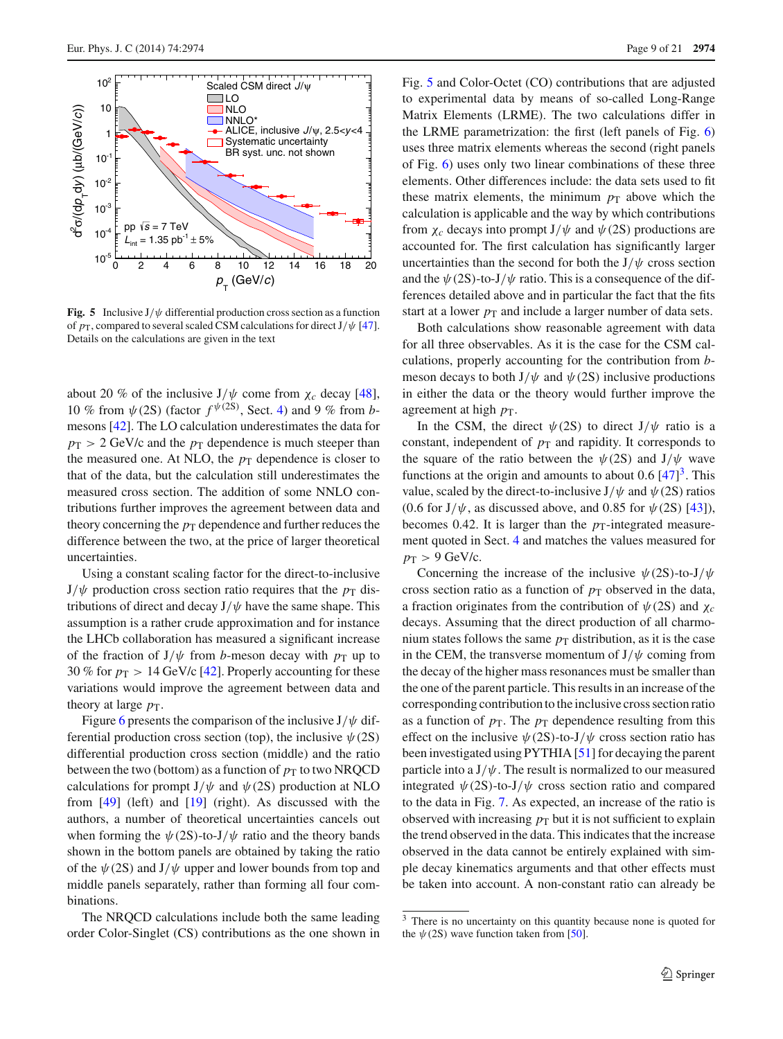**Fig. 5** Inclusive J/$\psi$ differential production cross section as a function of $p_T$, compared to several scaled CSM calculations for direct J/$\psi$ [47]. Details on the calculations are given in the text

about 20 % of the inclusive J/$\psi$ come from $\chi_c$ decay [48], 10 % from $\psi$(2S) (factor $f^{\psi(2S)}$, Sect. 4) and 9 % from $b$-mesons [42]. The LO calculation underestimates the data for $p_T > 2$ GeV/c and the $p_T$ dependence is much steeper than the measured one. At NLO, the $p_T$ dependence is closer to that of the data, but the calculation still underestimates the measured cross section. The addition of some NNLO contributions further improves the agreement between data and theory concerning the $p_T$ dependence and further reduces the difference between the two, at the price of larger theoretical uncertainties.

Using a constant scaling factor for the direct-to-inclusive J/$\psi$ production cross section ratio requires that the $p_T$ distributions of direct and decay J/$\psi$ have the same shape. This assumption is a rather crude approximation and for instance the LHCb collaboration has measured a significant increase of the fraction of J/$\psi$ from $b$-meson decay with $p_T$ up to 30 % for $p_T > 14$ GeV/c [42]. Properly accounting for these variations would improve the agreement between data and theory at large $p_T$.

Figure 6 presents the comparison of the inclusive J/$\psi$ differential production cross section (top), the inclusive $\psi$(2S) differential production cross section (middle) and the ratio between the two (bottom) as a function of $p_T$ to two NRQCD calculations for prompt J/$\psi$ and $\psi$(2S) production at NLO from [49] (left) and [19] (right). As discussed with the authors, a number of theoretical uncertainties cancels out when forming the $\psi$(2S)-to-J/$\psi$ ratio and the theory bands shown in the bottom panels are obtained by taking the ratio of the $\psi$(2S) and J/$\psi$ upper and lower bounds from top and middle panels separately, rather than forming all four combinations.

The NRQCD calculations include both the same leading order Color-Singlet (CS) contributions as the one shown in Fig. 5 and Color-Octet (CO) contributions that are adjusted to experimental data by means of so-called Long-Range Matrix Elements (LRME). The two calculations differ in the LRME parametrization: the first (left panels of Fig. 6) uses three matrix elements whereas the second (right panels of Fig. 6) uses only two linear combinations of these three elements. Other differences include: the data sets used to fit these matrix elements, the minimum $p_T$ above which the calculation is applicable and the way by which contributions from $\chi_c$ decays into prompt J/$\psi$ and $\psi$(2S) productions are accounted for. The first calculation has significantly larger uncertainties than the second for both the J/$\psi$ cross section and the $\psi$(2S)-to-J/$\psi$ ratio. This is a consequence of the differences detailed above and in particular the fact that the fits start at a lower $p_T$ and include a larger number of data sets.

Both calculations show reasonable agreement with data for all three observables. As it is the case for the CSM calculations, properly accounting for the contribution from $b$-meson decays to both J/$\psi$ and $\psi$(2S) inclusive productions in either the data or the theory would further improve the agreement at high $p_T$.

In the CSM, the direct $\psi$(2S) to direct J/$\psi$ ratio is a constant, independent of $p_T$ and rapidity. It corresponds to the square of the ratio between the $\psi$(2S) and J/$\psi$ wave functions at the origin and amounts to about 0.6 [47][3]. This value, scaled by the direct-to-inclusive J/$\psi$ and $\psi$(2S) ratios (0.6 for J/$\psi$, as discussed above, and 0.85 for $\psi$(2S) [43]), becomes 0.42. It is larger than the $p_T$-integrated measurement quoted in Sect. 4 and matches the values measured for $p_T > 9$ GeV/c.

Concerning the increase of the inclusive $\psi$(2S)-to-J/$\psi$ cross section ratio as a function of $p_T$ observed in the data, a fraction originates from the contribution of $\psi$(2S) and $\chi_c$ decays. Assuming that the direct production of all charmonium states follows the same $p_T$ distribution, as it is the case in the CEM, the transverse momentum of J/$\psi$ coming from the decay of the higher mass resonances must be smaller than the one of the parent particle. This results in an increase of the corresponding contribution to the inclusive cross section ratio as a function of $p_T$. The $p_T$ dependence resulting from this effect on the inclusive $\psi$(2S)-to-J/$\psi$ cross section ratio has been investigated using PYTHIA [51] for decaying the parent particle into a J/$\psi$. The result is normalized to our measured integrated $\psi$(2S)-to-J/$\psi$ cross section ratio and compared to the data in Fig. 7. As expected, an increase of the ratio is observed with increasing $p_T$ but it is not sufficient to explain the trend observed in the data. This indicates that the increase observed in the data cannot be entirely explained with simple decay kinematics arguments and that other effects must be taken into account. A non-constant ratio can already be

[3] There is no uncertainty on this quantity because none is quoted for the $\psi$(2S) wave function taken from [50].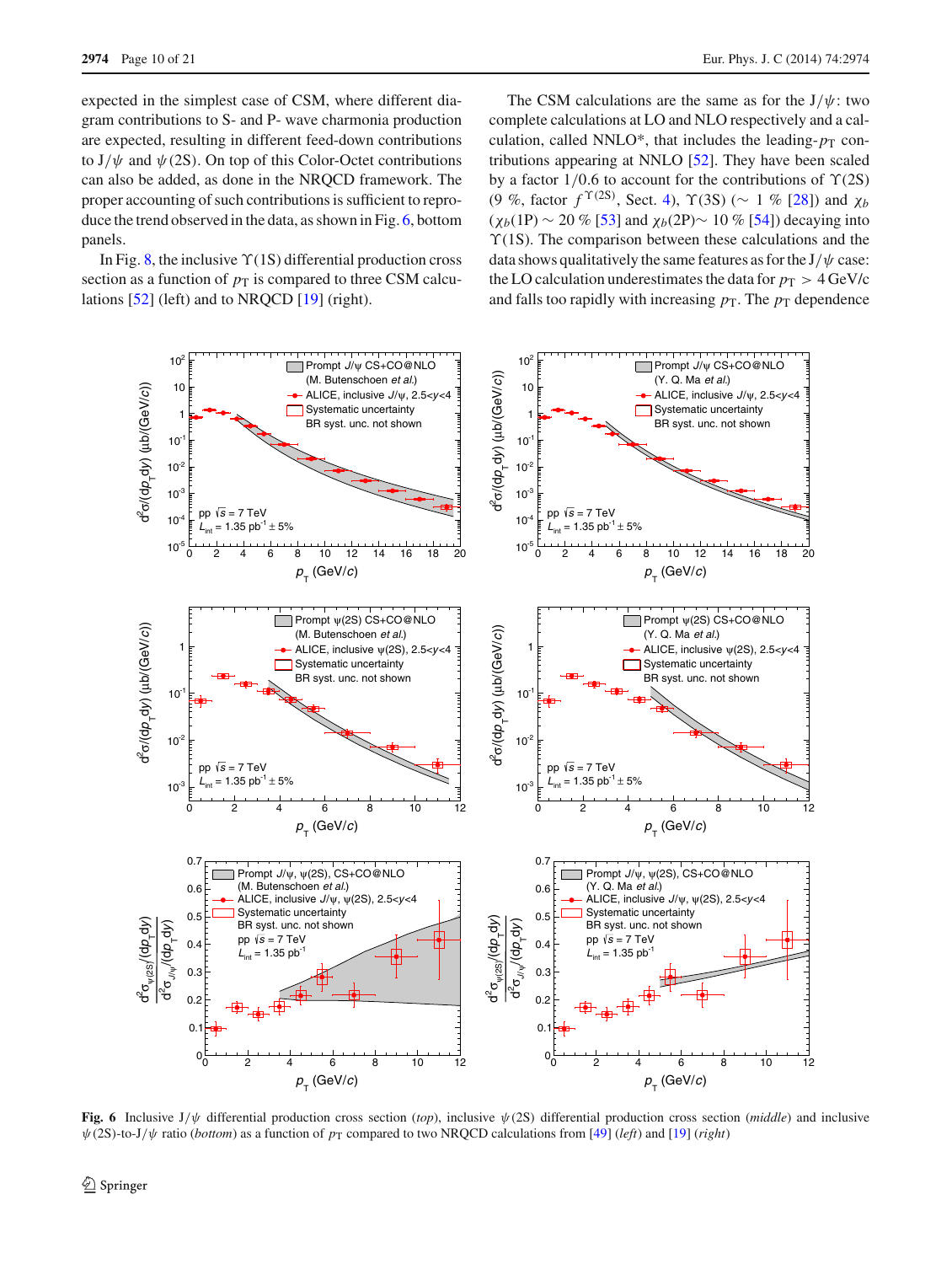expected in the simplest case of CSM, where different diagram contributions to S- and P- wave charmonia production are expected, resulting in different feed-down contributions to J/$\psi$ and $\psi$(2S). On top of this Color-Octet contributions can also be added, as done in the NRQCD framework. The proper accounting of such contributions is sufficient to reproduce the trend observed in the data, as shown in Fig. 6, bottom panels.

In Fig. 8, the inclusive $\Upsilon$(1S) differential production cross section as a function of $p_{\mathrm{T}}$ is compared to three CSM calculations [52] (left) and to NRQCD [19] (right).

The CSM calculations are the same as for the J/$\psi$: two complete calculations at LO and NLO respectively and a calculation, called NNLO*, that includes the leading-$p_{\mathrm{T}}$ contributions appearing at NNLO [52]. They have been scaled by a factor 1/0.6 to account for the contributions of $\Upsilon$(2S) (9 %, factor $f^{\Upsilon(2\mathrm{S})}$, Sect. 4), $\Upsilon$(3S) (∼ 1 % [28]) and $\chi_b$ ($\chi_b$(1P) ∼ 20 % [53] and $\chi_b$(2P)∼ 10 % [54]) decaying into $\Upsilon$(1S). The comparison between these calculations and the data shows qualitatively the same features as for the J/$\psi$ case: the LO calculation underestimates the data for $p_{\mathrm{T}} > 4$ GeV/c and falls too rapidly with increasing $p_{\mathrm{T}}$. The $p_{\mathrm{T}}$ dependence

**Fig. 6** Inclusive J/$\psi$ differential production cross section (*top*), inclusive $\psi$(2S) differential production cross section (*middle*) and inclusive $\psi$(2S)-to-J/$\psi$ ratio (*bottom*) as a function of $p_{\mathrm{T}}$ compared to two NRQCD calculations from [49] (*left*) and [19] (*right*)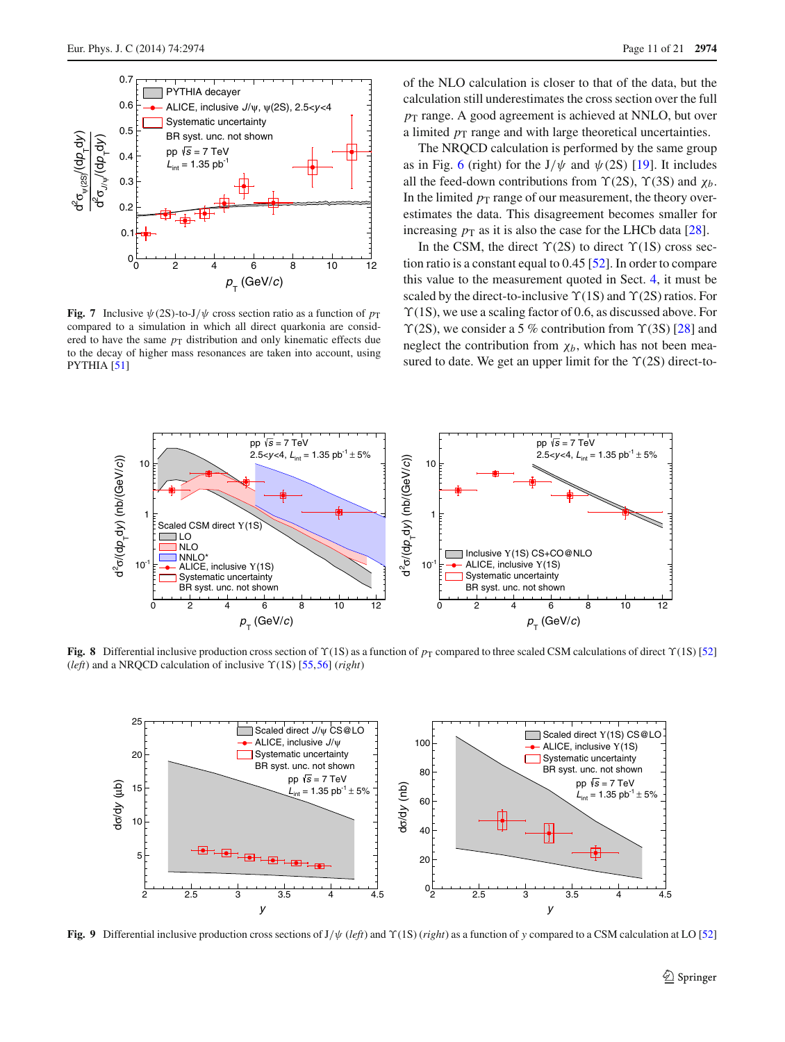Fig. 7 Inclusive $\psi(2S)$-to-J/$\psi$ cross section ratio as a function of $p_T$ compared to a simulation in which all direct quarkonia are considered to have the same $p_T$ distribution and only kinematic effects due to the decay of higher mass resonances are taken into account, using PYTHIA [51]

of the NLO calculation is closer to that of the data, but the calculation still underestimates the cross section over the full $p_T$ range. A good agreement is achieved at NNLO, but over a limited $p_T$ range and with large theoretical uncertainties.

The NRQCD calculation is performed by the same group as in Fig. 6 (right) for the J/$\psi$ and $\psi(2S)$ [19]. It includes all the feed-down contributions from $\Upsilon(2S)$, $\Upsilon(3S)$ and $\chi_b$. In the limited $p_T$ range of our measurement, the theory overestimates the data. This disagreement becomes smaller for increasing $p_T$ as it is also the case for the LHCb data [28].

In the CSM, the direct $\Upsilon(2S)$ to direct $\Upsilon(1S)$ cross section ratio is a constant equal to 0.45 [52]. In order to compare this value to the measurement quoted in Sect. 4, it must be scaled by the direct-to-inclusive $\Upsilon(1S)$ and $\Upsilon(2S)$ ratios. For $\Upsilon(1S)$, we use a scaling factor of 0.6, as discussed above. For $\Upsilon(2S)$, we consider a 5 % contribution from $\Upsilon(3S)$ [28] and neglect the contribution from $\chi_b$, which has not been measured to date. We get an upper limit for the $\Upsilon(2S)$ direct-to-

Fig. 8 Differential inclusive production cross section of $\Upsilon(1S)$ as a function of $p_T$ compared to three scaled CSM calculations of direct $\Upsilon(1S)$ [52] (*left*) and a NRQCD calculation of inclusive $\Upsilon(1S)$ [55,56] (*right*)

Fig. 9 Differential inclusive production cross sections of J/$\psi$ (*left*) and $\Upsilon(1S)$ (*right*) as a function of $y$ compared to a CSM calculation at LO [52]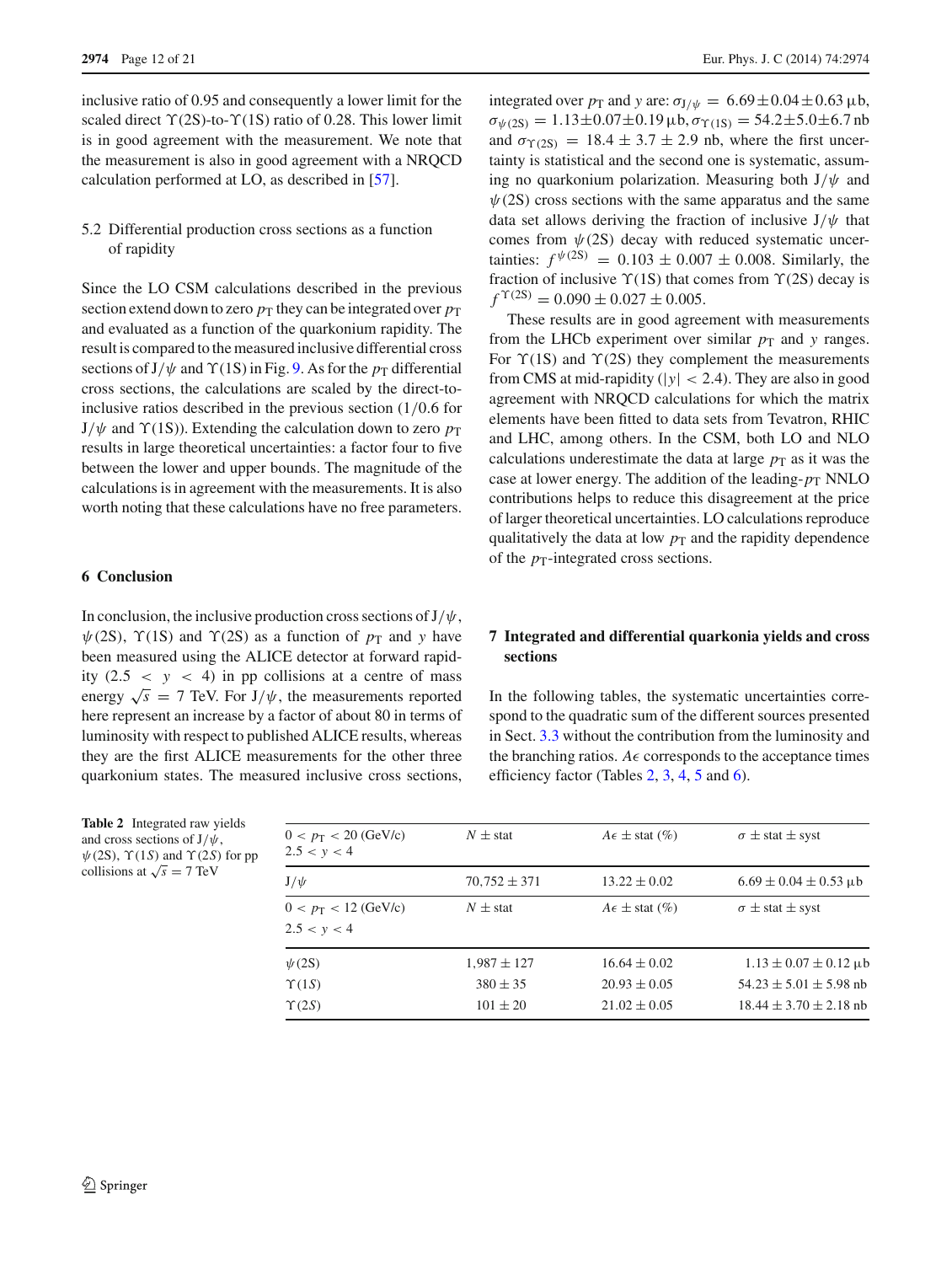inclusive ratio of 0.95 and consequently a lower limit for the scaled direct $\Upsilon(2S)$-to-$\Upsilon(1S)$ ratio of 0.28. This lower limit is in good agreement with the measurement. We note that the measurement is also in good agreement with a NRQCD calculation performed at LO, as described in [57].

### 5.2 Differential production cross sections as a function of rapidity

Since the LO CSM calculations described in the previous section extend down to zero $p_T$ they can be integrated over $p_T$ and evaluated as a function of the quarkonium rapidity. The result is compared to the measured inclusive differential cross sections of $J/\psi$ and $\Upsilon(1S)$ in Fig. 9. As for the $p_T$ differential cross sections, the calculations are scaled by the direct-to-inclusive ratios described in the previous section (1/0.6 for $J/\psi$ and $\Upsilon(1S)$). Extending the calculation down to zero $p_T$ results in large theoretical uncertainties: a factor four to five between the lower and upper bounds. The magnitude of the calculations is in agreement with the measurements. It is also worth noting that these calculations have no free parameters.

## 6 Conclusion

In conclusion, the inclusive production cross sections of $J/\psi$, $\psi(2S)$, $\Upsilon(1S)$ and $\Upsilon(2S)$ as a function of $p_T$ and $y$ have been measured using the ALICE detector at forward rapidity ($2.5 < y < 4$) in pp collisions at a centre of mass energy $\sqrt{s} = 7$ TeV. For $J/\psi$, the measurements reported here represent an increase by a factor of about 80 in terms of luminosity with respect to published ALICE results, whereas they are the first ALICE measurements for the other three quarkonium states. The measured inclusive cross sections, integrated over $p_T$ and $y$ are: $\sigma_{J/\psi} = 6.69 \pm 0.04 \pm 0.63$ μb, $\sigma_{\psi(2S)} = 1.13 \pm 0.07 \pm 0.19$ μb, $\sigma_{\Upsilon(1S)} = 54.2 \pm 5.0 \pm 6.7$ nb and $\sigma_{\Upsilon(2S)} = 18.4 \pm 3.7 \pm 2.9$ nb, where the first uncertainty is statistical and the second one is systematic, assuming no quarkonium polarization. Measuring both $J/\psi$ and $\psi(2S)$ cross sections with the same apparatus and the same data set allows deriving the fraction of inclusive $J/\psi$ that comes from $\psi(2S)$ decay with reduced systematic uncertainties: $f^{\psi(2S)} = 0.103 \pm 0.007 \pm 0.008$. Similarly, the fraction of inclusive $\Upsilon(1S)$ that comes from $\Upsilon(2S)$ decay is $f^{\Upsilon(2S)} = 0.090 \pm 0.027 \pm 0.005$.

These results are in good agreement with measurements from the LHCb experiment over similar $p_T$ and $y$ ranges. For $\Upsilon(1S)$ and $\Upsilon(2S)$ they complement the measurements from CMS at mid-rapidity ($|y| < 2.4$). They are also in good agreement with NRQCD calculations for which the matrix elements have been fitted to data sets from Tevatron, RHIC and LHC, among others. In the CSM, both LO and NLO calculations underestimate the data at large $p_T$ as it was the case at lower energy. The addition of the leading-$p_T$ NNLO contributions helps to reduce this disagreement at the price of larger theoretical uncertainties. LO calculations reproduce qualitatively the data at low $p_T$ and the rapidity dependence of the $p_T$-integrated cross sections.

## 7 Integrated and differential quarkonia yields and cross sections

In the following tables, the systematic uncertainties correspond to the quadratic sum of the different sources presented in Sect. 3.3 without the contribution from the luminosity and the branching ratios. $A\epsilon$ corresponds to the acceptance times efficiency factor (Tables 2, 3, 4, 5 and 6).

**Table 2** Integrated raw yields and cross sections of $J/\psi$, $\psi(2S)$, $\Upsilon(1S)$ and $\Upsilon(2S)$ for pp collisions at $\sqrt{s} = 7$ TeV

| $0 < p_T < 20$ (GeV/c) $2.5 < y < 4$ | $N \pm$ stat | $A\epsilon \pm$ stat (%) | $\sigma \pm$ stat $\pm$ syst |
|---|---|---|---|
| $J/\psi$ | 70,752 ± 371 | 13.22 ± 0.02 | 6.69 ± 0.04 ± 0.53 μb |
| $0 < p_T < 12$ (GeV/c) $2.5 < y < 4$ | $N \pm$ stat | $A\epsilon \pm$ stat (%) | $\sigma \pm$ stat $\pm$ syst |
| $\psi(2S)$ | 1,987 ± 127 | 16.64 ± 0.02 | 1.13 ± 0.07 ± 0.12 μb |
| $\Upsilon(1S)$ | 380 ± 35 | 20.93 ± 0.05 | 54.23 ± 5.01 ± 5.98 nb |
| $\Upsilon(2S)$ | 101 ± 20 | 21.02 ± 0.05 | 18.44 ± 3.70 ± 2.18 nb |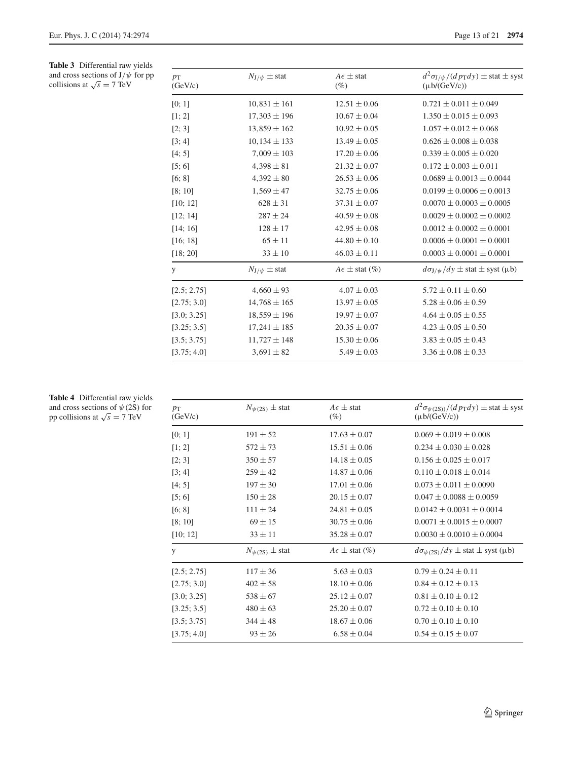**Table 3** Differential raw yields and cross sections of $J/\psi$ for pp collisions at $\sqrt{s} = 7$ TeV

| $p_T$ (GeV/c) | $N_{J/\psi} \pm$ stat | $A\epsilon \pm$ stat (%) | $d^2\sigma_{J/\psi}/(dp_T dy) \pm$ stat $\pm$ syst ($\mu$b/(GeV/c)) |
|---|---|---|---|
| [0; 1] | $10{,}831 \pm 161$ | $12.51 \pm 0.06$ | $0.721 \pm 0.011 \pm 0.049$ |
| [1; 2] | $17{,}303 \pm 196$ | $10.67 \pm 0.04$ | $1.350 \pm 0.015 \pm 0.093$ |
| [2; 3] | $13{,}859 \pm 162$ | $10.92 \pm 0.05$ | $1.057 \pm 0.012 \pm 0.068$ |
| [3; 4] | $10{,}134 \pm 133$ | $13.49 \pm 0.05$ | $0.626 \pm 0.008 \pm 0.038$ |
| [4; 5] | $7{,}009 \pm 103$ | $17.20 \pm 0.06$ | $0.339 \pm 0.005 \pm 0.020$ |
| [5; 6] | $4{,}398 \pm 81$ | $21.32 \pm 0.07$ | $0.172 \pm 0.003 \pm 0.011$ |
| [6; 8] | $4{,}392 \pm 80$ | $26.53 \pm 0.06$ | $0.0689 \pm 0.0013 \pm 0.0044$ |
| [8; 10] | $1{,}569 \pm 47$ | $32.75 \pm 0.06$ | $0.0199 \pm 0.0006 \pm 0.0013$ |
| [10; 12] | $628 \pm 31$ | $37.31 \pm 0.07$ | $0.0070 \pm 0.0003 \pm 0.0005$ |
| [12; 14] | $287 \pm 24$ | $40.59 \pm 0.08$ | $0.0029 \pm 0.0002 \pm 0.0002$ |
| [14; 16] | $128 \pm 17$ | $42.95 \pm 0.08$ | $0.0012 \pm 0.0002 \pm 0.0001$ |
| [16; 18] | $65 \pm 11$ | $44.80 \pm 0.10$ | $0.0006 \pm 0.0001 \pm 0.0001$ |
| [18; 20] | $33 \pm 10$ | $46.03 \pm 0.11$ | $0.0003 \pm 0.0001 \pm 0.0001$ |
| y | $N_{J/\psi} \pm$ stat | $A\epsilon \pm$ stat (%) | $d\sigma_{J/\psi}/dy \pm$ stat $\pm$ syst ($\mu$b) |
| [2.5; 2.75] | $4{,}660 \pm 93$ | $4.07 \pm 0.03$ | $5.72 \pm 0.11 \pm 0.60$ |
| [2.75; 3.0] | $14{,}768 \pm 165$ | $13.97 \pm 0.05$ | $5.28 \pm 0.06 \pm 0.59$ |
| [3.0; 3.25] | $18{,}559 \pm 196$ | $19.97 \pm 0.07$ | $4.64 \pm 0.05 \pm 0.55$ |
| [3.25; 3.5] | $17{,}241 \pm 185$ | $20.35 \pm 0.07$ | $4.23 \pm 0.05 \pm 0.50$ |
| [3.5; 3.75] | $11{,}727 \pm 148$ | $15.30 \pm 0.06$ | $3.83 \pm 0.05 \pm 0.43$ |
| [3.75; 4.0] | $3{,}691 \pm 82$ | $5.49 \pm 0.03$ | $3.36 \pm 0.08 \pm 0.33$ |

**Table 4** Differential raw yields and cross sections of $\psi(2S)$ for pp collisions at $\sqrt{s} = 7$ TeV

| $p_T$ (GeV/c) | $N_{\psi(2S)} \pm$ stat | $A\epsilon \pm$ stat (%) | $d^2\sigma_{\psi(2S))}/(dp_T dy) \pm$ stat $\pm$ syst ($\mu$b/(GeV/c)) |
|---|---|---|---|
| [0; 1] | $191 \pm 52$ | $17.63 \pm 0.07$ | $0.069 \pm 0.019 \pm 0.008$ |
| [1; 2] | $572 \pm 73$ | $15.51 \pm 0.06$ | $0.234 \pm 0.030 \pm 0.028$ |
| [2; 3] | $350 \pm 57$ | $14.18 \pm 0.05$ | $0.156 \pm 0.025 \pm 0.017$ |
| [3; 4] | $259 \pm 42$ | $14.87 \pm 0.06$ | $0.110 \pm 0.018 \pm 0.014$ |
| [4; 5] | $197 \pm 30$ | $17.01 \pm 0.06$ | $0.073 \pm 0.011 \pm 0.0090$ |
| [5; 6] | $150 \pm 28$ | $20.15 \pm 0.07$ | $0.047 \pm 0.0088 \pm 0.0059$ |
| [6; 8] | $111 \pm 24$ | $24.81 \pm 0.05$ | $0.0142 \pm 0.0031 \pm 0.0014$ |
| [8; 10] | $69 \pm 15$ | $30.75 \pm 0.06$ | $0.0071 \pm 0.0015 \pm 0.0007$ |
| [10; 12] | $33 \pm 11$ | $35.28 \pm 0.07$ | $0.0030 \pm 0.0010 \pm 0.0004$ |
| y | $N_{\psi(2S)} \pm$ stat | $A\epsilon \pm$ stat (%) | $d\sigma_{\psi(2S)}/dy \pm$ stat $\pm$ syst ($\mu$b) |
| [2.5; 2.75] | $117 \pm 36$ | $5.63 \pm 0.03$ | $0.79 \pm 0.24 \pm 0.11$ |
| [2.75; 3.0] | $402 \pm 58$ | $18.10 \pm 0.06$ | $0.84 \pm 0.12 \pm 0.13$ |
| [3.0; 3.25] | $538 \pm 67$ | $25.12 \pm 0.07$ | $0.81 \pm 0.10 \pm 0.12$ |
| [3.25; 3.5] | $480 \pm 63$ | $25.20 \pm 0.07$ | $0.72 \pm 0.10 \pm 0.10$ |
| [3.5; 3.75] | $344 \pm 48$ | $18.67 \pm 0.06$ | $0.70 \pm 0.10 \pm 0.10$ |
| [3.75; 4.0] | $93 \pm 26$ | $6.58 \pm 0.04$ | $0.54 \pm 0.15 \pm 0.07$ |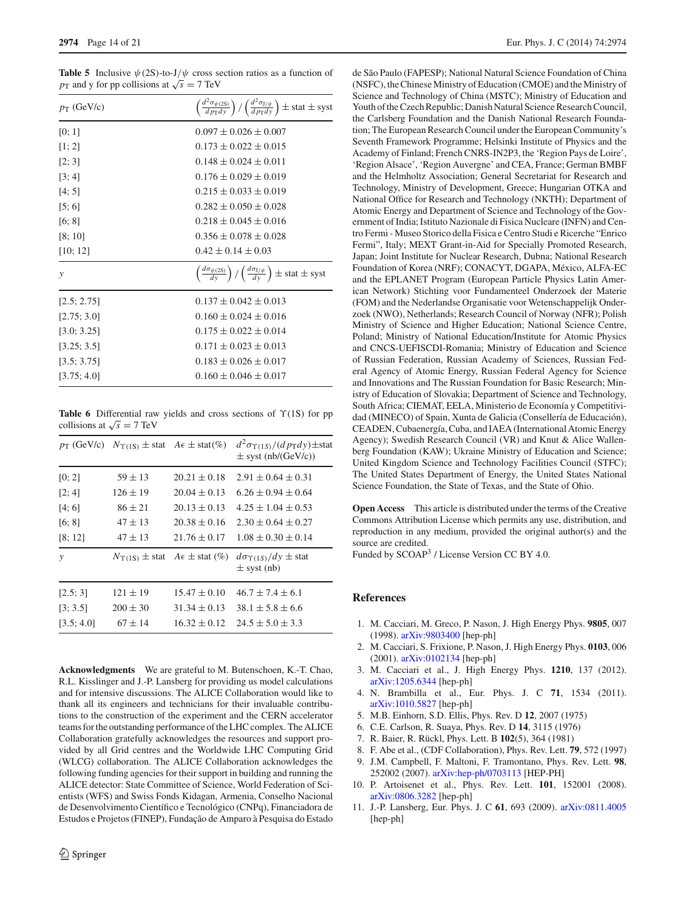**Table 5** Inclusive $\psi(2S)$-to-J/$\psi$ cross section ratios as a function of $p_T$ and y for pp collisions at $\sqrt{s} = 7$ TeV

| $p_T$ (GeV/c) | $\left(\frac{d^2\sigma_{\psi(2S)}}{dp_T dy}\right) / \left(\frac{d^2\sigma_{J/\psi}}{dp_T dy}\right) \pm$ stat $\pm$ syst |
|---|---|
| [0; 1] | $0.097 \pm 0.026 \pm 0.007$ |
| [1; 2] | $0.173 \pm 0.022 \pm 0.015$ |
| [2; 3] | $0.148 \pm 0.024 \pm 0.011$ |
| [3; 4] | $0.176 \pm 0.029 \pm 0.019$ |
| [4; 5] | $0.215 \pm 0.033 \pm 0.019$ |
| [5; 6] | $0.282 \pm 0.050 \pm 0.028$ |
| [6; 8] | $0.218 \pm 0.045 \pm 0.016$ |
| [8; 10] | $0.356 \pm 0.078 \pm 0.028$ |
| [10; 12] | $0.42 \pm 0.14 \pm 0.03$ |
| *y* | $\left(\frac{d\sigma_{\psi(2S)}}{dy}\right) / \left(\frac{d\sigma_{J/\psi}}{dy}\right) \pm$ stat $\pm$ syst |
| [2.5; 2.75] | $0.137 \pm 0.042 \pm 0.013$ |
| [2.75; 3.0] | $0.160 \pm 0.024 \pm 0.016$ |
| [3.0; 3.25] | $0.175 \pm 0.022 \pm 0.014$ |
| [3.25; 3.5] | $0.171 \pm 0.023 \pm 0.013$ |
| [3.5; 3.75] | $0.183 \pm 0.026 \pm 0.017$ |
| [3.75; 4.0] | $0.160 \pm 0.046 \pm 0.017$ |

**Table 6** Differential raw yields and cross sections of $\Upsilon$(1S) for pp collisions at $\sqrt{s} = 7$ TeV

| $p_T$ (GeV/c) | $N_{\Upsilon(1S)} \pm$ stat | $A\epsilon \pm$ stat(%) | $d^2\sigma_{\Upsilon(1S)}/(dp_T dy) \pm$stat $\pm$ syst (nb/(GeV/c)) |
|---|---|---|---|
| [0; 2] | $59 \pm 13$ | $20.21 \pm 0.18$ | $2.91 \pm 0.64 \pm 0.31$ |
| [2; 4] | $126 \pm 19$ | $20.04 \pm 0.13$ | $6.26 \pm 0.94 \pm 0.64$ |
| [4; 6] | $86 \pm 21$ | $20.13 \pm 0.13$ | $4.25 \pm 1.04 \pm 0.53$ |
| [6; 8] | $47 \pm 13$ | $20.38 \pm 0.16$ | $2.30 \pm 0.64 \pm 0.27$ |
| [8; 12] | $47 \pm 13$ | $21.76 \pm 0.17$ | $1.08 \pm 0.30 \pm 0.14$ |
| *y* | $N_{\Upsilon(1S)} \pm$ stat | $A\epsilon \pm$ stat (%) | $d\sigma_{\Upsilon(1S)}/dy \pm$ stat $\pm$ syst (nb) |
| [2.5; 3] | $121 \pm 19$ | $15.47 \pm 0.10$ | $46.7 \pm 7.4 \pm 6.1$ |
| [3; 3.5] | $200 \pm 30$ | $31.34 \pm 0.13$ | $38.1 \pm 5.8 \pm 6.6$ |
| [3.5; 4.0] | $67 \pm 14$ | $16.32 \pm 0.12$ | $24.5 \pm 5.0 \pm 3.3$ |

**Acknowledgments** We are grateful to M. Butenschoen, K.-T. Chao, R.L. Kisslinger and J.-P. Lansberg for providing us model calculations and for intensive discussions. The ALICE Collaboration would like to thank all its engineers and technicians for their invaluable contributions to the construction of the experiment and the CERN accelerator teams for the outstanding performance of the LHC complex. The ALICE Collaboration gratefully acknowledges the resources and support provided by all Grid centres and the Worldwide LHC Computing Grid (WLCG) collaboration. The ALICE Collaboration acknowledges the following funding agencies for their support in building and running the ALICE detector: State Committee of Science, World Federation of Scientists (WFS) and Swiss Fonds Kidagan, Armenia, Conselho Nacional de Desenvolvimento Científico e Tecnológico (CNPq), Financiadora de Estudos e Projetos (FINEP), Fundação de Amparo à Pesquisa do Estado de São Paulo (FAPESP); National Natural Science Foundation of China (NSFC), the Chinese Ministry of Education (CMOE) and the Ministry of Science and Technology of China (MSTC); Ministry of Education and Youth of the Czech Republic; Danish Natural Science Research Council, the Carlsberg Foundation and the Danish National Research Foundation; The European Research Council under the European Community's Seventh Framework Programme; Helsinki Institute of Physics and the Academy of Finland; French CNRS-IN2P3, the 'Region Pays de Loire', 'Region Alsace', 'Region Auvergne' and CEA, France; German BMBF and the Helmholtz Association; General Secretariat for Research and Technology, Ministry of Development, Greece; Hungarian OTKA and National Office for Research and Technology (NKTH); Department of Atomic Energy and Department of Science and Technology of the Government of India; Istituto Nazionale di Fisica Nucleare (INFN) and Centro Fermi - Museo Storico della Fisica e Centro Studi e Ricerche "Enrico Fermi", Italy; MEXT Grant-in-Aid for Specially Promoted Research, Japan; Joint Institute for Nuclear Research, Dubna; National Research Foundation of Korea (NRF); CONACYT, DGAPA, México, ALFA-EC and the EPLANET Program (European Particle Physics Latin American Network) Stichting voor Fundamenteel Onderzoek der Materie (FOM) and the Nederlandse Organisatie voor Wetenschappelijk Onderzoek (NWO), Netherlands; Research Council of Norway (NFR); Polish Ministry of Science and Higher Education; National Science Centre, Poland; Ministry of National Education/Institute for Atomic Physics and CNCS-UEFISCDI-Romania; Ministry of Education and Science of Russian Federation, Russian Academy of Sciences, Russian Federal Agency of Atomic Energy, Russian Federal Agency for Science and Innovations and The Russian Foundation for Basic Research; Ministry of Education of Slovakia; Department of Science and Technology, South Africa; CIEMAT, EELA, Ministerio de Economía y Competitividad (MINECO) of Spain, Xunta de Galicia (Consellería de Educación), CEADEN, Cubaenergía, Cuba, and IAEA (International Atomic Energy Agency); Swedish Research Council (VR) and Knut & Alice Wallenberg Foundation (KAW); Ukraine Ministry of Education and Science; United Kingdom Science and Technology Facilities Council (STFC); The United States Department of Energy, the United States National Science Foundation, the State of Texas, and the State of Ohio.

**Open Access** This article is distributed under the terms of the Creative Commons Attribution License which permits any use, distribution, and reproduction in any medium, provided the original author(s) and the source are credited.
Funded by SCOAP[3] / License Version CC BY 4.0.

## References

1. M. Cacciari, M. Greco, P. Nason, J. High Energy Phys. **9805**, 007 (1998). arXiv:9803400 [hep-ph]
2. M. Cacciari, S. Frixione, P. Nason, J. High Energy Phys. **0103**, 006 (2001). arXiv:0102134 [hep-ph]
3. M. Cacciari et al., J. High Energy Phys. **1210**, 137 (2012). arXiv:1205.6344 [hep-ph]
4. N. Brambilla et al., Eur. Phys. J. C **71**, 1534 (2011). arXiv:1010.5827 [hep-ph]
5. M.B. Einhorn, S.D. Ellis, Phys. Rev. D **12**, 2007 (1975)
6. C.E. Carlson, R. Suaya, Phys. Rev. D **14**, 3115 (1976)
7. R. Baier, R. Rückl, Phys. Lett. B **102**(5), 364 (1981)
8. F. Abe et al., (CDF Collaboration), Phys. Rev. Lett. **79**, 572 (1997)
9. J.M. Campbell, F. Maltoni, F. Tramontano, Phys. Rev. Lett. **98**, 252002 (2007). arXiv:hep-ph/0703113 [HEP-PH]
10. P. Artoisenet et al., Phys. Rev. Lett. **101**, 152001 (2008). arXiv:0806.3282 [hep-ph]
11. J.-P. Lansberg, Eur. Phys. J. C **61**, 693 (2009). arXiv:0811.4005 [hep-ph]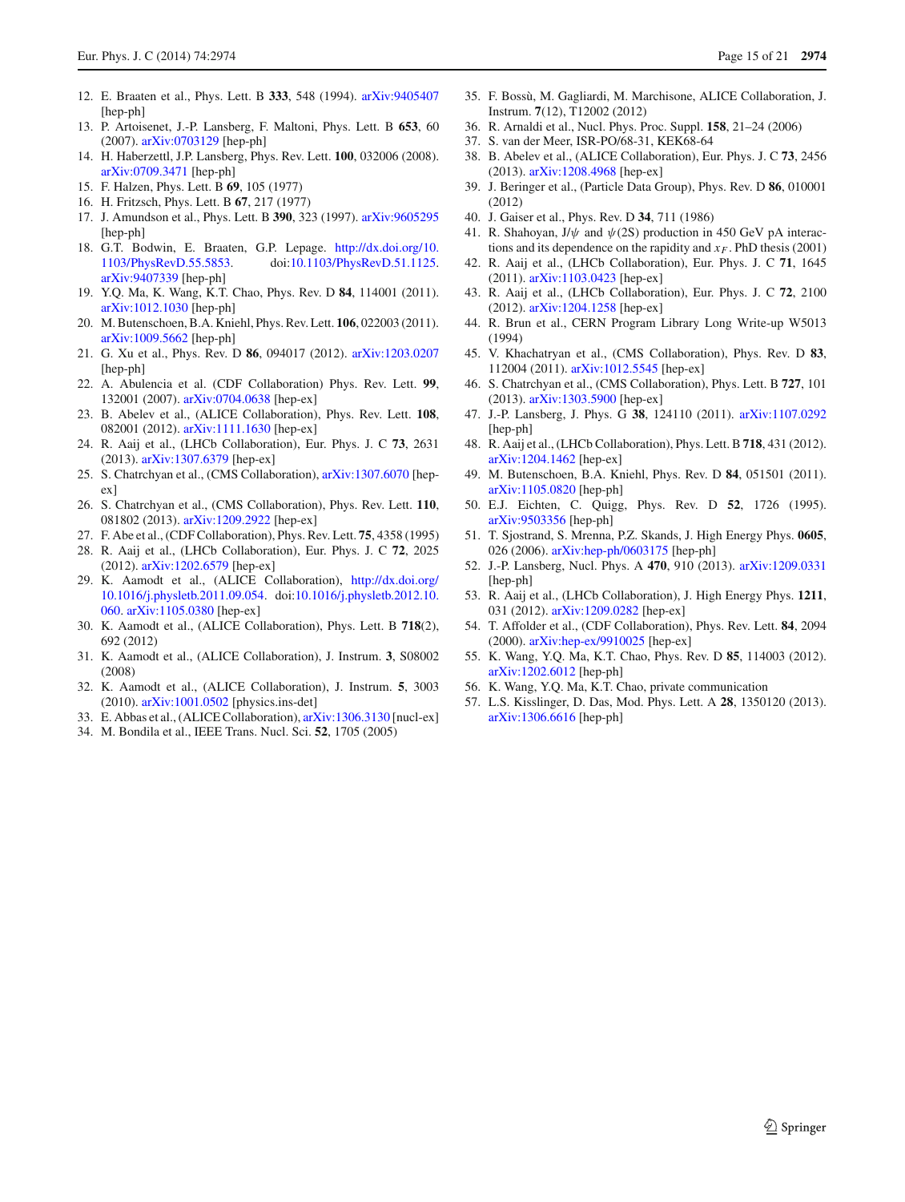12. E. Braaten et al., Phys. Lett. B **333**, 548 (1994). arXiv:9405407 [hep-ph]
13. P. Artoisenet, J.-P. Lansberg, F. Maltoni, Phys. Lett. B **653**, 60 (2007). arXiv:0703129 [hep-ph]
14. H. Haberzettl, J.P. Lansberg, Phys. Rev. Lett. **100**, 032006 (2008). arXiv:0709.3471 [hep-ph]
15. F. Halzen, Phys. Lett. B **69**, 105 (1977)
16. H. Fritzsch, Phys. Lett. B **67**, 217 (1977)
17. J. Amundson et al., Phys. Lett. B **390**, 323 (1997). arXiv:9605295 [hep-ph]
18. G.T. Bodwin, E. Braaten, G.P. Lepage. http://dx.doi.org/10.1103/PhysRevD.55.5853. doi:10.1103/PhysRevD.51.1125. arXiv:9407339 [hep-ph]
19. Y.Q. Ma, K. Wang, K.T. Chao, Phys. Rev. D **84**, 114001 (2011). arXiv:1012.1030 [hep-ph]
20. M. Butenschoen, B.A. Kniehl, Phys. Rev. Lett. **106**, 022003 (2011). arXiv:1009.5662 [hep-ph]
21. G. Xu et al., Phys. Rev. D **86**, 094017 (2012). arXiv:1203.0207 [hep-ph]
22. A. Abulencia et al. (CDF Collaboration) Phys. Rev. Lett. **99**, 132001 (2007). arXiv:0704.0638 [hep-ex]
23. B. Abelev et al., (ALICE Collaboration), Phys. Rev. Lett. **108**, 082001 (2012). arXiv:1111.1630 [hep-ex]
24. R. Aaij et al., (LHCb Collaboration), Eur. Phys. J. C **73**, 2631 (2013). arXiv:1307.6379 [hep-ex]
25. S. Chatrchyan et al., (CMS Collaboration), arXiv:1307.6070 [hep-ex]
26. S. Chatrchyan et al., (CMS Collaboration), Phys. Rev. Lett. **110**, 081802 (2013). arXiv:1209.2922 [hep-ex]
27. F. Abe et al., (CDF Collaboration), Phys. Rev. Lett. **75**, 4358 (1995)
28. R. Aaij et al., (LHCb Collaboration), Eur. Phys. J. C **72**, 2025 (2012). arXiv:1202.6579 [hep-ex]
29. K. Aamodt et al., (ALICE Collaboration), http://dx.doi.org/10.1016/j.physletb.2011.09.054. doi:10.1016/j.physletb.2012.10.060. arXiv:1105.0380 [hep-ex]
30. K. Aamodt et al., (ALICE Collaboration), Phys. Lett. B **718**(2), 692 (2012)
31. K. Aamodt et al., (ALICE Collaboration), J. Instrum. **3**, S08002 (2008)
32. K. Aamodt et al., (ALICE Collaboration), J. Instrum. **5**, 3003 (2010). arXiv:1001.0502 [physics.ins-det]
33. E. Abbas et al., (ALICE Collaboration), arXiv:1306.3130 [nucl-ex]
34. M. Bondila et al., IEEE Trans. Nucl. Sci. **52**, 1705 (2005)
35. F. Bossù, M. Gagliardi, M. Marchisone, ALICE Collaboration, J. Instrum. **7**(12), T12002 (2012)
36. R. Arnaldi et al., Nucl. Phys. Proc. Suppl. **158**, 21–24 (2006)
37. S. van der Meer, ISR-PO/68-31, KEK68-64
38. B. Abelev et al., (ALICE Collaboration), Eur. Phys. J. C **73**, 2456 (2013). arXiv:1208.4968 [hep-ex]
39. J. Beringer et al., (Particle Data Group), Phys. Rev. D **86**, 010001 (2012)
40. J. Gaiser et al., Phys. Rev. D **34**, 711 (1986)
41. R. Shahoyan, J/$\psi$ and $\psi$(2S) production in 450 GeV pA interactions and its dependence on the rapidity and $x_F$. PhD thesis (2001)
42. R. Aaij et al., (LHCb Collaboration), Eur. Phys. J. C **71**, 1645 (2011). arXiv:1103.0423 [hep-ex]
43. R. Aaij et al., (LHCb Collaboration), Eur. Phys. J. C **72**, 2100 (2012). arXiv:1204.1258 [hep-ex]
44. R. Brun et al., CERN Program Library Long Write-up W5013 (1994)
45. V. Khachatryan et al., (CMS Collaboration), Phys. Rev. D **83**, 112004 (2011). arXiv:1012.5545 [hep-ex]
46. S. Chatrchyan et al., (CMS Collaboration), Phys. Lett. B **727**, 101 (2013). arXiv:1303.5900 [hep-ex]
47. J.-P. Lansberg, J. Phys. G **38**, 124110 (2011). arXiv:1107.0292 [hep-ph]
48. R. Aaij et al., (LHCb Collaboration), Phys. Lett. B **718**, 431 (2012). arXiv:1204.1462 [hep-ex]
49. M. Butenschoen, B.A. Kniehl, Phys. Rev. D **84**, 051501 (2011). arXiv:1105.0820 [hep-ph]
50. E.J. Eichten, C. Quigg, Phys. Rev. D **52**, 1726 (1995). arXiv:9503356 [hep-ph]
51. T. Sjostrand, S. Mrenna, P.Z. Skands, J. High Energy Phys. **0605**, 026 (2006). arXiv:hep-ph/0603175 [hep-ph]
52. J.-P. Lansberg, Nucl. Phys. A **470**, 910 (2013). arXiv:1209.0331 [hep-ph]
53. R. Aaij et al., (LHCb Collaboration), J. High Energy Phys. **1211**, 031 (2012). arXiv:1209.0282 [hep-ex]
54. T. Affolder et al., (CDF Collaboration), Phys. Rev. Lett. **84**, 2094 (2000). arXiv:hep-ex/9910025 [hep-ex]
55. K. Wang, Y.Q. Ma, K.T. Chao, Phys. Rev. D **85**, 114003 (2012). arXiv:1202.6012 [hep-ph]
56. K. Wang, Y.Q. Ma, K.T. Chao, private communication
57. L.S. Kisslinger, D. Das, Mod. Phys. Lett. A **28**, 1350120 (2013). arXiv:1306.6616 [hep-ph]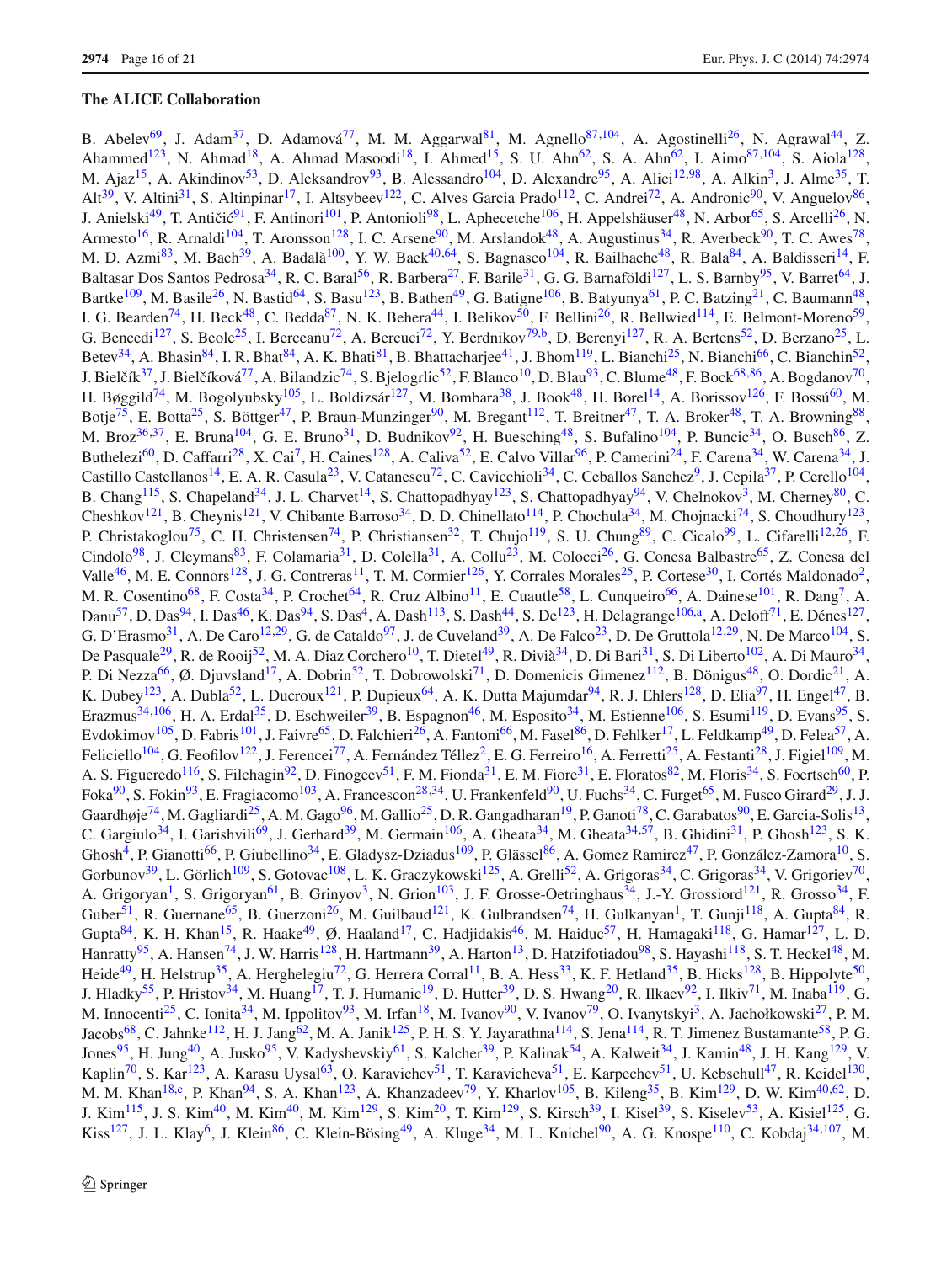## The ALICE Collaboration

B. Abelev[69], J. Adam[37], D. Adamová[77], M. M. Aggarwal[81], M. Agnello[87,104], A. Agostinelli[26], N. Agrawal[44], Z. Ahammed[123], N. Ahmad[18], A. Ahmad Masoodi[18], I. Ahmed[15], S. U. Ahn[62], S. A. Ahn[62], I. Aimo[87,104], S. Aiola[128], M. Ajaz[15], A. Akindinov[53], D. Aleksandrov[93], B. Alessandro[104], D. Alexandre[95], A. Alici[12,98], A. Alkin[3], J. Alme[35], T. Alt[39], V. Altini[31], S. Altinpinar[17], I. Altsybeev[122], C. Alves Garcia Prado[112], C. Andrei[72], A. Andronic[90], V. Anguelov[86], J. Anielski[49], T. Antičić[91], F. Antinori[101], P. Antonioli[98], L. Aphecetche[106], H. Appelshäuser[48], N. Arbor[65], S. Arcelli[26], N. Armesto[16], R. Arnaldi[104], T. Aronsson[128], I. C. Arsene[90], M. Arslandok[48], A. Augustinus[34], R. Averbeck[90], T. C. Awes[78], M. D. Azmi[83], M. Bach[39], A. Badalà[100], Y. W. Baek[40,64], S. Bagnasco[104], R. Bailhache[48], R. Bala[84], A. Baldisseri[14], F. Baltasar Dos Santos Pedrosa[34], R. C. Baral[56], R. Barbera[27], F. Barile[31], G. G. Barnaföldi[127], L. S. Barnby[95], V. Barret[64], J. Bartke[109], M. Basile[26], N. Bastid[64], S. Basu[123], B. Bathen[49], G. Batigne[106], B. Batyunya[61], P. C. Batzing[21], C. Baumann[48], I. G. Bearden[74], H. Beck[48], C. Bedda[87], N. K. Behera[44], I. Belikov[50], F. Bellini[26], R. Bellwied[114], E. Belmont-Moreno[59], G. Bencedi[127], S. Beole[25], I. Berceanu[72], A. Bercuci[72], Y. Berdnikov[79,b], D. Berenyi[127], R. A. Bertens[52], D. Berzano[25], L. Betev[34], A. Bhasin[84], I. R. Bhat[84], A. K. Bhati[81], B. Bhattacharjee[41], J. Bhom[119], L. Bianchi[25], N. Bianchi[66], C. Bianchin[52], J. Bielčík[37], J. Bielčíková[77], A. Bilandzic[74], S. Bjelogrlic[52], F. Blanco[10], D. Blau[93], C. Blume[48], F. Bock[68,86], A. Bogdanov[70], H. Bøggild[74], M. Bogolyubsky[105], L. Boldizsár[127], M. Bombara[38], J. Book[48], H. Borel[14], A. Borissov[126], F. Bossú[60], M. Botje[75], E. Botta[25], S. Böttger[47], P. Braun-Munzinger[90], M. Bregant[112], T. Breitner[47], T. A. Broker[48], T. A. Browning[88], M. Broz[36,37], E. Bruna[104], G. E. Bruno[31], D. Budnikov[92], H. Buesching[48], S. Bufalino[104], P. Buncic[34], O. Busch[86], Z. Buthelezi[60], D. Caffarri[28], X. Cai[7], H. Caines[128], A. Caliva[52], E. Calvo Villar[96], P. Camerini[24], F. Carena[34], W. Carena[34], J. Castillo Castellanos[14], E. A. R. Casula[23], V. Catanescu[72], C. Cavicchioli[34], C. Ceballos Sanchez[9], J. Cepila[37], P. Cerello[104], B. Chang[115], S. Chapeland[34], J. L. Charvet[14], S. Chattopadhyay[123], S. Chattopadhyay[94], V. Chelnokov[3], M. Cherney[80], C. Cheshkov[121], B. Cheynis[121], V. Chibante Barroso[34], D. D. Chinellato[114], P. Chochula[34], M. Chojnacki[74], S. Choudhury[123], P. Christakoglou[75], C. H. Christensen[74], P. Christiansen[32], T. Chujo[119], S. U. Chung[89], C. Cicalo[99], L. Cifarelli[12,26], F. Cindolo[98], J. Cleymans[83], F. Colamaria[31], D. Colella[31], A. Collu[23], M. Colocci[26], G. Conesa Balbastre[65], Z. Conesa del Valle[46], M. E. Connors[128], J. G. Contreras[11], T. M. Cormier[126], Y. Corrales Morales[25], P. Cortese[30], I. Cortés Maldonado[2], M. R. Cosentino[68], F. Costa[34], P. Crochet[64], R. Cruz Albino[11], E. Cuautle[58], L. Cunqueiro[66], A. Dainese[101], R. Dang[7], A. Danu[57], D. Das[94], I. Das[46], K. Das[94], S. Das[4], A. Dash[113], S. Dash[44], S. De[123], H. Delagrange[106,a], A. Deloff[71], E. Dénes[127], G. D'Erasmo[31], A. De Caro[12,29], G. de Cataldo[97], J. de Cuveland[39], A. De Falco[23], D. De Gruttola[12,29], N. De Marco[104], S. De Pasquale[29], R. de Rooij[52], M. A. Diaz Corchero[10], T. Dietel[49], R. Divià[34], D. Di Bari[31], S. Di Liberto[102], A. Di Mauro[34], P. Di Nezza[66], Ø. Djuvsland[17], A. Dobrin[52], T. Dobrowolski[71], D. Domenicis Gimenez[112], B. Dönigus[48], O. Dordic[21], A. K. Dubey[123], A. Dubla[52], L. Ducroux[121], P. Dupieux[64], A. K. Dutta Majumdar[94], R. J. Ehlers[128], D. Elia[97], H. Engel[47], B. Erazmus[34,106], H. A. Erdal[35], D. Eschweiler[39], B. Espagnon[46], M. Esposito[34], M. Estienne[106], S. Esumi[119], D. Evans[95], S. Evdokimov[105], D. Fabris[101], J. Faivre[65], D. Falchieri[26], A. Fantoni[66], M. Fasel[86], D. Fehlker[17], L. Feldkamp[49], D. Felea[57], A. Feliciello[104], G. Feofilov[122], J. Ferencei[77], A. Fernández Téllez[2], E. G. Ferreiro[16], A. Ferretti[25], A. Festanti[28], J. Figiel[109], M. A. S. Figueredo[116], S. Filchagin[92], D. Finogeev[51], F. M. Fionda[31], E. M. Fiore[31], E. Floratos[82], M. Floris[34], S. Foertsch[60], P. Foka[90], S. Fokin[93], E. Fragiacomo[103], A. Francescon[28,34], U. Frankenfeld[90], U. Fuchs[34], C. Furget[65], M. Fusco Girard[29], J. J. Gaardhøje[74], M. Gagliardi[25], A. M. Gago[96], M. Gallio[25], D. R. Gangadharan[19], P. Ganoti[78], C. Garabatos[90], E. Garcia-Solis[13], C. Gargiulo[34], I. Garishvili[69], J. Gerhard[39], M. Germain[106], A. Gheata[34], M. Gheata[34,57], B. Ghidini[31], P. Ghosh[123], S. K. Ghosh[4], P. Gianotti[66], P. Giubellino[34], E. Gladysz-Dziadus[109], P. Glässel[86], A. Gomez Ramirez[47], P. González-Zamora[10], S. Gorbunov[39], L. Görlich[109], S. Gotovac[108], L. K. Graczykowski[125], A. Grelli[52], A. Grigoras[34], C. Grigoras[34], V. Grigoriev[70], A. Grigoryan[1], S. Grigoryan[61], B. Grinyov[3], N. Grion[103], J. F. Grosse-Oetringhaus[34], J.-Y. Grossiord[121], R. Grosso[34], F. Guber[51], R. Guernane[65], B. Guerzoni[26], M. Guilbaud[121], K. Gulbrandsen[74], H. Gulkanyan[1], T. Gunji[118], A. Gupta[84], R. Gupta[84], K. H. Khan[15], R. Haake[49], Ø. Haaland[17], C. Hadjidakis[46], M. Haiduc[57], H. Hamagaki[118], G. Hamar[127], L. D. Hanratty[95], A. Hansen[74], J. W. Harris[128], H. Hartmann[39], A. Harton[13], D. Hatzifotiadou[98], S. Hayashi[118], S. T. Heckel[48], M. Heide[49], H. Helstrup[35], A. Herghelegiu[72], G. Herrera Corral[11], B. A. Hess[33], K. F. Hetland[35], B. Hicks[128], B. Hippolyte[50], J. Hladky[55], P. Hristov[34], M. Huang[17], T. J. Humanic[19], D. Hutter[39], D. S. Hwang[20], R. Ilkaev[92], I. Ilkiv[71], M. Inaba[119], G. M. Innocenti[25], C. Ionita[34], M. Ippolitov[93], M. Irfan[18], M. Ivanov[90], V. Ivanov[79], O. Ivanytskyi[3], A. Jachołkowski[27], P. M. Jacobs[68], C. Jahnke[112], H. J. Jang[62], M. A. Janik[125], P. H. S. Y. Jayarathna[114], S. Jena[114], R. T. Jimenez Bustamante[58], P. G. Jones[95], H. Jung[40], A. Jusko[95], V. Kadyshevskiy[61], S. Kalcher[39], P. Kalinak[54], A. Kalweit[34], J. Kamin[48], J. H. Kang[129], V. Kaplin[70], S. Kar[123], A. Karasu Uysal[63], O. Karavichev[51], T. Karavicheva[51], E. Karpechev[51], U. Kebschull[47], R. Keidel[130], M. M. Khan[18,c], P. Khan[94], S. A. Khan[123], A. Khanzadeev[79], Y. Kharlov[105], B. Kileng[35], B. Kim[129], D. W. Kim[40,62], D. J. Kim[115], J. S. Kim[40], M. Kim[40], M. Kim[129], S. Kim[20], T. Kim[129], S. Kirsch[39], I. Kisel[39], S. Kiselev[53], A. Kisiel[125], G. Kiss[127], J. L. Klay[6], J. Klein[86], C. Klein-Bösing[49], A. Kluge[34], M. L. Knichel[90], A. G. Knospe[110], C. Kobdaj[34,107], M.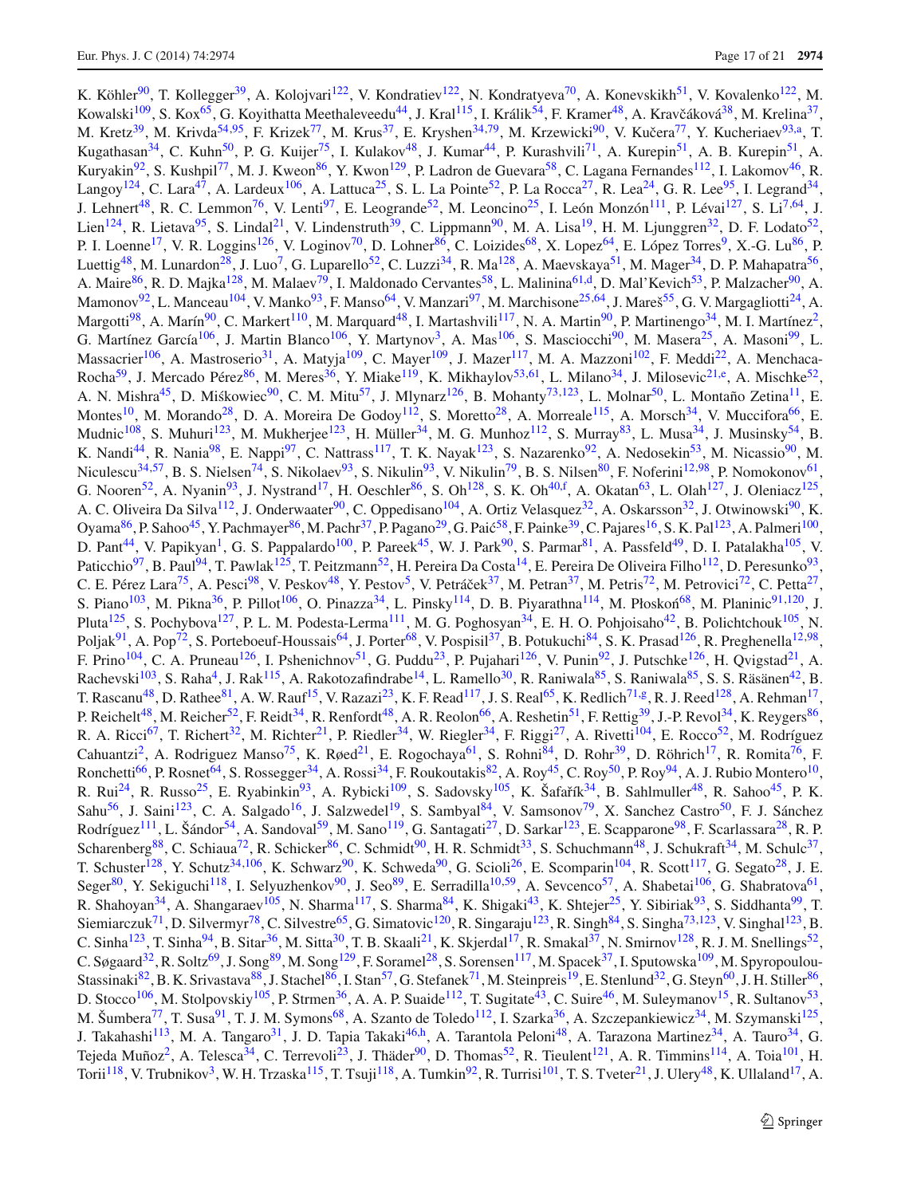K. Köhler[90], T. Kollegger[39], A. Kolojvari[122], V. Kondratiev[122], N. Kondratyeva[70], A. Konevskikh[51], V. Kovalenko[122], M. Kowalski[109], S. Kox[65], G. Koyithatta Meethaleveedu[44], J. Kral[115], I. Králik[54], F. Kramer[48], A. Kravčáková[38], M. Krelina[37], M. Kretz[39], M. Krivda[54,95], F. Krizek[77], M. Krus[37], E. Kryshen[34,79], M. Krzewicki[90], V. Kučera[77], Y. Kucheriaev[93,a], T. Kugathasan[34], C. Kuhn[50], P. G. Kuijer[75], I. Kulakov[48], J. Kumar[44], P. Kurashvili[71], A. Kurepin[51], A. B. Kurepin[51], A. Kuryakin[92], S. Kushpil[77], M. J. Kweon[86], Y. Kwon[129], P. Ladron de Guevara[58], C. Lagana Fernandes[112], I. Lakomov[46], R. Langoy[124], C. Lara[47], A. Lardeux[106], A. Lattuca[25], S. L. La Pointe[52], P. La Rocca[27], R. Lea[24], G. R. Lee[95], I. Legrand[34], J. Lehnert[48], R. C. Lemmon[76], V. Lenti[97], E. Leogrande[52], M. Leoncino[25], I. León Monzón[111], P. Lévai[127], S. Li[7,64], J. Lien[124], R. Lietava[95], S. Lindal[21], V. Lindenstruth[39], C. Lippmann[90], M. A. Lisa[19], H. M. Ljunggren[32], D. F. Lodato[52], P. I. Loenne[17], V. R. Loggins[126], V. Loginov[70], D. Lohner[86], C. Loizides[68], X. Lopez[64], E. López Torres[9], X.-G. Lu[86], P. Luettig[48], M. Lunardon[28], J. Luo[7], G. Luparello[52], C. Luzzi[34], R. Ma[128], A. Maevskaya[51], M. Mager[34], D. P. Mahapatra[56], A. Maire[86], R. D. Majka[128], M. Malaev[79], I. Maldonado Cervantes[58], L. Malinina[61,d], D. Mal'Kevich[53], P. Malzacher[90], A. Mamonov[92], L. Manceau[104], V. Manko[93], F. Manso[64], V. Manzari[97], M. Marchisone[25,64], J. Mareš[55], G. V. Margagliotti[24], A. Margotti[98], A. Marín[90], C. Markert[110], M. Marquard[48], I. Martashvili[117], N. A. Martin[90], P. Martinengo[34], M. I. Martínez[2], G. Martínez García[106], J. Martin Blanco[106], Y. Martynov[3], A. Mas[106], S. Masciocchi[90], M. Masera[25], A. Masoni[99], L. Massacrier[106], A. Mastroserio[31], A. Matyja[109], C. Mayer[109], J. Mazer[117], M. A. Mazzoni[102], F. Meddi[22], A. Menchaca-Rocha[59], J. Mercado Pérez[86], M. Meres[36], Y. Miake[119], K. Mikhaylov[53,61], L. Milano[34], J. Milosevic[21,e], A. Mischke[52], A. N. Mishra[45], D. Miśkowiec[90], C. M. Mitu[57], J. Mlynarz[126], B. Mohanty[73,123], L. Molnar[50], L. Montaño Zetina[11], E. Montes[10], M. Morando[28], D. A. Moreira De Godoy[112], S. Moretto[28], A. Morreale[115], A. Morsch[34], V. Muccifora[66], E. Mudnic[108], S. Muhuri[123], M. Mukherjee[123], H. Müller[34], M. G. Munhoz[112], S. Murray[83], L. Musa[34], J. Musinsky[54], B. K. Nandi[44], R. Nania[98], E. Nappi[97], C. Nattrass[117], T. K. Nayak[123], S. Nazarenko[92], A. Nedosekin[53], M. Nicassio[90], M. Niculescu[34,57], B. S. Nielsen[74], S. Nikolaev[93], S. Nikulin[93], V. Nikulin[79], B. S. Nilsen[80], F. Noferini[12,98], P. Nomokonov[61], G. Nooren[52], A. Nyanin[93], J. Nystrand[17], H. Oeschler[86], S. Oh[128], S. K. Oh[40,f], A. Okatan[63], L. Olah[127], J. Oleniacz[125], A. C. Oliveira Da Silva[112], J. Onderwaater[90], C. Oppedisano[104], A. Ortiz Velasquez[32], A. Oskarsson[32], J. Otwinowski[90], K. Oyama[86], P. Sahoo[45], Y. Pachmayer[86], M. Pachr[37], P. Pagano[29], G. Paić[58], F. Painke[39], C. Pajares[16], S. K. Pal[123], A. Palmeri[100], D. Pant[44], V. Papikyan[1], G. S. Pappalardo[100], P. Pareek[45], W. J. Park[90], S. Parmar[81], A. Passfeld[49], D. I. Patalakha[105], V. Paticchio[97], B. Paul[94], T. Pawlak[125], T. Peitzmann[52], H. Pereira Da Costa[14], E. Pereira De Oliveira Filho[112], D. Peresunko[93], C. E. Pérez Lara[75], A. Pesci[98], V. Peskov[48], Y. Pestov[5], V. Petráček[37], M. Petran[37], M. Petris[72], M. Petrovici[72], C. Petta[27], S. Piano[103], M. Pikna[36], P. Pillot[106], O. Pinazza[34], L. Pinsky[114], D. B. Piyarathna[114], M. Płoskoń[68], M. Planinic[91,120], J. Pluta[125], S. Pochybova[127], P. L. M. Podesta-Lerma[111], M. G. Poghosyan[34], E. H. O. Pohjoisaho[42], B. Polichtchouk[105], N. Poljak[91], A. Pop[72], S. Porteboeuf-Houssais[64], J. Porter[68], V. Pospisil[37], B. Potukuchi[84], S. K. Prasad[126], R. Preghenella[12,98], F. Prino[104], C. A. Pruneau[126], I. Pshenichnov[51], G. Puddu[23], P. Pujahari[126], V. Punin[92], J. Putschke[126], H. Qvigstad[21], A. Rachevski[103], S. Raha[4], J. Rak[115], A. Rakotozafindrabe[14], L. Ramello[30], R. Raniwala[85], S. Raniwala[85], S. S. Räsänen[42], B. T. Rascanu[48], D. Rathee[81], A. W. Rauf[15], V. Razazi[23], K. F. Read[117], J. S. Real[65], K. Redlich[71,g], R. J. Reed[128], A. Rehman[17], P. Reichelt[48], M. Reicher[52], F. Reidt[34], R. Renfordt[48], A. R. Reolon[66], A. Reshetin[51], F. Rettig[39], J.-P. Revol[34], K. Reygers[86], R. A. Ricci[67], T. Richert[32], M. Richter[21], P. Riedler[34], W. Riegler[34], F. Riggi[27], A. Rivetti[104], E. Rocco[52], M. Rodríguez Cahuantzi[2], A. Rodriguez Manso[75], K. Røed[21], E. Rogochaya[61], S. Rohni[84], D. Rohr[39], D. Röhrich[17], R. Romita[76], F. Ronchetti[66], P. Rosnet[64], S. Rossegger[34], A. Rossi[34], F. Roukoutakis[82], A. Roy[45], C. Roy[50], P. Roy[94], A. J. Rubio Montero[10], R. Rui[24], R. Russo[25], E. Ryabinkin[93], A. Rybicki[109], S. Sadovsky[105], K. Šafařík[34], B. Sahlmuller[48], R. Sahoo[45], P. K. Sahu[56], J. Saini[123], C. A. Salgado[16], J. Salzwedel[19], S. Sambyal[84], V. Samsonov[79], X. Sanchez Castro[50], F. J. Sánchez Rodríguez[111], L. Šándor[54], A. Sandoval[59], M. Sano[119], G. Santagati[27], D. Sarkar[123], E. Scapparone[98], F. Scarlassara[28], R. P. Scharenberg[88], C. Schiaua[72], R. Schicker[86], C. Schmidt[90], H. R. Schmidt[33], S. Schuchmann[48], J. Schukraft[34], M. Schulc[37], T. Schuster[128], Y. Schutz[34,106], K. Schwarz[90], K. Schweda[90], G. Scioli[26], E. Scomparin[104], R. Scott[117], G. Segato[28], J. E. Seger[80], Y. Sekiguchi[118], I. Selyuzhenkov[90], J. Seo[89], E. Serradilla[10,59], A. Sevcenco[57], A. Shabetai[106], G. Shabratova[61], R. Shahoyan[34], A. Shangaraev[105], N. Sharma[117], S. Sharma[84], K. Shigaki[43], K. Shtejer[25], Y. Sibiriak[93], S. Siddhanta[99], T. Siemiarczuk[71], D. Silvermyr[78], C. Silvestre[65], G. Simatovic[120], R. Singaraju[123], R. Singh[84], S. Singha[73,123], V. Singhal[123], B. C. Sinha[123], T. Sinha[94], B. Sitar[36], M. Sitta[30], T. B. Skaali[21], K. Skjerdal[17], R. Smakal[37], N. Smirnov[128], R. J. M. Snellings[52], C. Søgaard[32], R. Soltz[69], J. Song[89], M. Song[129], F. Soramel[28], S. Sorensen[117], M. Spacek[37], I. Sputowska[109], M. Spyropoulou-Stassinaki[82], B. K. Srivastava[88], J. Stachel[86], I. Stan[57], G. Stefanek[71], M. Steinpreis[19], E. Stenlund[32], G. Steyn[60], J. H. Stiller[86], D. Stocco[106], M. Stolpovskiy[105], P. Strmen[36], A. A. P. Suaide[112], T. Sugitate[43], C. Suire[46], M. Suleymanov[15], R. Sultanov[53], M. Šumbera[77], T. Susa[91], T. J. M. Symons[68], A. Szanto de Toledo[112], I. Szarka[36], A. Szczepankiewicz[34], M. Szymanski[125], J. Takahashi[113], M. A. Tangaro[31], J. D. Tapia Takaki[46,h], A. Tarantola Peloni[48], A. Tarazona Martinez[34], A. Tauro[34], G. Tejeda Muñoz[2], A. Telesca[34], C. Terrevoli[23], J. Thäder[90], D. Thomas[52], R. Tieulent[121], A. R. Timmins[114], A. Toia[101], H. Torii[118], V. Trubnikov[3], W. H. Trzaska[115], T. Tsuji[118], A. Tumkin[92], R. Turrisi[101], T. S. Tveter[21], J. Ulery[48], K. Ullaland[17], A.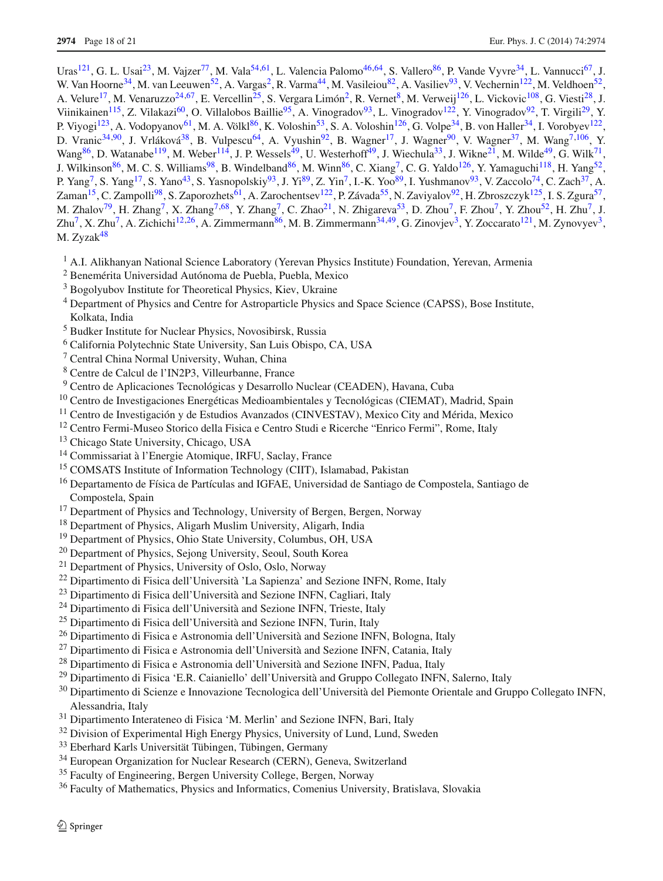Uras[121], G. L. Usai[23], M. Vajzer[77], M. Vala[54,61], L. Valencia Palomo[46,64], S. Vallero[86], P. Vande Vyvre[34], L. Vannucci[67], J. W. Van Hoorne[34], M. van Leeuwen[52], A. Vargas[2], R. Varma[44], M. Vasileiou[82], A. Vasiliev[93], V. Vechernin[122], M. Veldhoen[52], A. Velure[17], M. Venaruzzo[24,67], E. Vercellin[25], S. Vergara Limón[2], R. Vernet[8], M. Verweij[126], L. Vickovic[108], G. Viesti[28], J. Viinikainen[115], Z. Vilakazi[60], O. Villalobos Baillie[95], A. Vinogradov[93], L. Vinogradov[122], Y. Vinogradov[92], T. Virgili[29], Y. P. Viyogi[123], A. Vodopyanov[61], M. A. Völkl[86], K. Voloshin[53], S. A. Voloshin[126], G. Volpe[34], B. von Haller[34], I. Vorobyev[122], D. Vranic[34,90], J. Vrláková[38], B. Vulpescu[64], A. Vyushin[92], B. Wagner[17], J. Wagner[90], V. Wagner[37], M. Wang[7,106], Y. Wang[86], D. Watanabe[119], M. Weber[114], J. P. Wessels[49], U. Westerhoff[49], J. Wiechula[33], J. Wikne[21], M. Wilde[49], G. Wilk[71], J. Wilkinson[86], M. C. S. Williams[98], B. Windelband[86], M. Winn[86], C. Xiang[7], C. G. Yaldo[126], Y. Yamaguchi[118], H. Yang[52], P. Yang[7], S. Yang[17], S. Yano[43], S. Yasnopolskiy[93], J. Yi[89], Z. Yin[7], I.-K. Yoo[89], I. Yushmanov[93], V. Zaccolo[74], C. Zach[37], A. Zaman[15], C. Zampolli[98], S. Zaporozhets[61], A. Zarochentsev[122], P. Závada[55], N. Zaviyalov[92], H. Zbroszczyk[125], I. S. Zgura[57], M. Zhalov[79], H. Zhang[7], X. Zhang[7,68], Y. Zhang[7], C. Zhao[21], N. Zhigareva[53], D. Zhou[7], F. Zhou[7], Y. Zhou[52], H. Zhu[7], J. Zhu[7], X. Zhu[7], A. Zichichi[12,26], A. Zimmermann[86], M. B. Zimmermann[34,49], G. Zinovjev[3], Y. Zoccarato[121], M. Zynovyev[3], M. Zyzak[48]

[1] A.I. Alikhanyan National Science Laboratory (Yerevan Physics Institute) Foundation, Yerevan, Armenia
[2] Benemérita Universidad Autónoma de Puebla, Puebla, Mexico
[3] Bogolyubov Institute for Theoretical Physics, Kiev, Ukraine
[4] Department of Physics and Centre for Astroparticle Physics and Space Science (CAPSS), Bose Institute, Kolkata, India
[5] Budker Institute for Nuclear Physics, Novosibirsk, Russia
[6] California Polytechnic State University, San Luis Obispo, CA, USA
[7] Central China Normal University, Wuhan, China
[8] Centre de Calcul de l'IN2P3, Villeurbanne, France
[9] Centro de Aplicaciones Tecnológicas y Desarrollo Nuclear (CEADEN), Havana, Cuba
[10] Centro de Investigaciones Energéticas Medioambientales y Tecnológicas (CIEMAT), Madrid, Spain
[11] Centro de Investigación y de Estudios Avanzados (CINVESTAV), Mexico City and Mérida, Mexico
[12] Centro Fermi-Museo Storico della Fisica e Centro Studi e Ricerche "Enrico Fermi", Rome, Italy
[13] Chicago State University, Chicago, USA
[14] Commissariat à l'Energie Atomique, IRFU, Saclay, France
[15] COMSATS Institute of Information Technology (CIIT), Islamabad, Pakistan
[16] Departamento de Física de Partículas and IGFAE, Universidad de Santiago de Compostela, Santiago de Compostela, Spain
[17] Department of Physics and Technology, University of Bergen, Bergen, Norway
[18] Department of Physics, Aligarh Muslim University, Aligarh, India
[19] Department of Physics, Ohio State University, Columbus, OH, USA
[20] Department of Physics, Sejong University, Seoul, South Korea
[21] Department of Physics, University of Oslo, Oslo, Norway
[22] Dipartimento di Fisica dell'Università 'La Sapienza' and Sezione INFN, Rome, Italy
[23] Dipartimento di Fisica dell'Università and Sezione INFN, Cagliari, Italy
[24] Dipartimento di Fisica dell'Università and Sezione INFN, Trieste, Italy
[25] Dipartimento di Fisica dell'Università and Sezione INFN, Turin, Italy
[26] Dipartimento di Fisica e Astronomia dell'Università and Sezione INFN, Bologna, Italy
[27] Dipartimento di Fisica e Astronomia dell'Università and Sezione INFN, Catania, Italy
[28] Dipartimento di Fisica e Astronomia dell'Università and Sezione INFN, Padua, Italy
[29] Dipartimento di Fisica 'E.R. Caianiello' dell'Università and Gruppo Collegato INFN, Salerno, Italy
[30] Dipartimento di Scienze e Innovazione Tecnologica dell'Università del Piemonte Orientale and Gruppo Collegato INFN, Alessandria, Italy
[31] Dipartimento Interateneo di Fisica 'M. Merlin' and Sezione INFN, Bari, Italy
[32] Division of Experimental High Energy Physics, University of Lund, Lund, Sweden
[33] Eberhard Karls Universität Tübingen, Tübingen, Germany
[34] European Organization for Nuclear Research (CERN), Geneva, Switzerland
[35] Faculty of Engineering, Bergen University College, Bergen, Norway
[36] Faculty of Mathematics, Physics and Informatics, Comenius University, Bratislava, Slovakia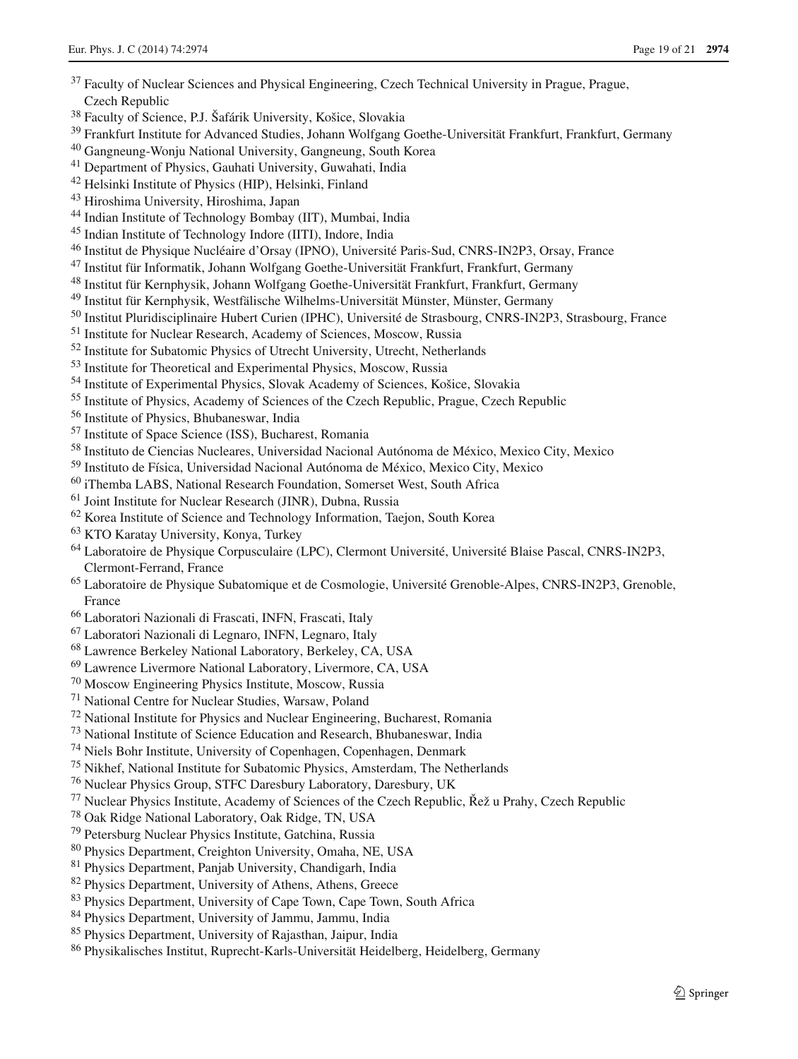[37] Faculty of Nuclear Sciences and Physical Engineering, Czech Technical University in Prague, Prague, Czech Republic
[38] Faculty of Science, P.J. Šafárik University, Košice, Slovakia
[39] Frankfurt Institute for Advanced Studies, Johann Wolfgang Goethe-Universität Frankfurt, Frankfurt, Germany
[40] Gangneung-Wonju National University, Gangneung, South Korea
[41] Department of Physics, Gauhati University, Guwahati, India
[42] Helsinki Institute of Physics (HIP), Helsinki, Finland
[43] Hiroshima University, Hiroshima, Japan
[44] Indian Institute of Technology Bombay (IIT), Mumbai, India
[45] Indian Institute of Technology Indore (IITI), Indore, India
[46] Institut de Physique Nucléaire d'Orsay (IPNO), Université Paris-Sud, CNRS-IN2P3, Orsay, France
[47] Institut für Informatik, Johann Wolfgang Goethe-Universität Frankfurt, Frankfurt, Germany
[48] Institut für Kernphysik, Johann Wolfgang Goethe-Universität Frankfurt, Frankfurt, Germany
[49] Institut für Kernphysik, Westfälische Wilhelms-Universität Münster, Münster, Germany
[50] Institut Pluridisciplinaire Hubert Curien (IPHC), Université de Strasbourg, CNRS-IN2P3, Strasbourg, France
[51] Institute for Nuclear Research, Academy of Sciences, Moscow, Russia
[52] Institute for Subatomic Physics of Utrecht University, Utrecht, Netherlands
[53] Institute for Theoretical and Experimental Physics, Moscow, Russia
[54] Institute of Experimental Physics, Slovak Academy of Sciences, Košice, Slovakia
[55] Institute of Physics, Academy of Sciences of the Czech Republic, Prague, Czech Republic
[56] Institute of Physics, Bhubaneswar, India
[57] Institute of Space Science (ISS), Bucharest, Romania
[58] Instituto de Ciencias Nucleares, Universidad Nacional Autónoma de México, Mexico City, Mexico
[59] Instituto de Física, Universidad Nacional Autónoma de México, Mexico City, Mexico
[60] iThemba LABS, National Research Foundation, Somerset West, South Africa
[61] Joint Institute for Nuclear Research (JINR), Dubna, Russia
[62] Korea Institute of Science and Technology Information, Taejon, South Korea
[63] KTO Karatay University, Konya, Turkey
[64] Laboratoire de Physique Corpusculaire (LPC), Clermont Université, Université Blaise Pascal, CNRS-IN2P3, Clermont-Ferrand, France
[65] Laboratoire de Physique Subatomique et de Cosmologie, Université Grenoble-Alpes, CNRS-IN2P3, Grenoble, France
[66] Laboratori Nazionali di Frascati, INFN, Frascati, Italy
[67] Laboratori Nazionali di Legnaro, INFN, Legnaro, Italy
[68] Lawrence Berkeley National Laboratory, Berkeley, CA, USA
[69] Lawrence Livermore National Laboratory, Livermore, CA, USA
[70] Moscow Engineering Physics Institute, Moscow, Russia
[71] National Centre for Nuclear Studies, Warsaw, Poland
[72] National Institute for Physics and Nuclear Engineering, Bucharest, Romania
[73] National Institute of Science Education and Research, Bhubaneswar, India
[74] Niels Bohr Institute, University of Copenhagen, Copenhagen, Denmark
[75] Nikhef, National Institute for Subatomic Physics, Amsterdam, The Netherlands
[76] Nuclear Physics Group, STFC Daresbury Laboratory, Daresbury, UK
[77] Nuclear Physics Institute, Academy of Sciences of the Czech Republic, Řež u Prahy, Czech Republic
[78] Oak Ridge National Laboratory, Oak Ridge, TN, USA
[79] Petersburg Nuclear Physics Institute, Gatchina, Russia
[80] Physics Department, Creighton University, Omaha, NE, USA
[81] Physics Department, Panjab University, Chandigarh, India
[82] Physics Department, University of Athens, Athens, Greece
[83] Physics Department, University of Cape Town, Cape Town, South Africa
[84] Physics Department, University of Jammu, Jammu, India
[85] Physics Department, University of Rajasthan, Jaipur, India
[86] Physikalisches Institut, Ruprecht-Karls-Universität Heidelberg, Heidelberg, Germany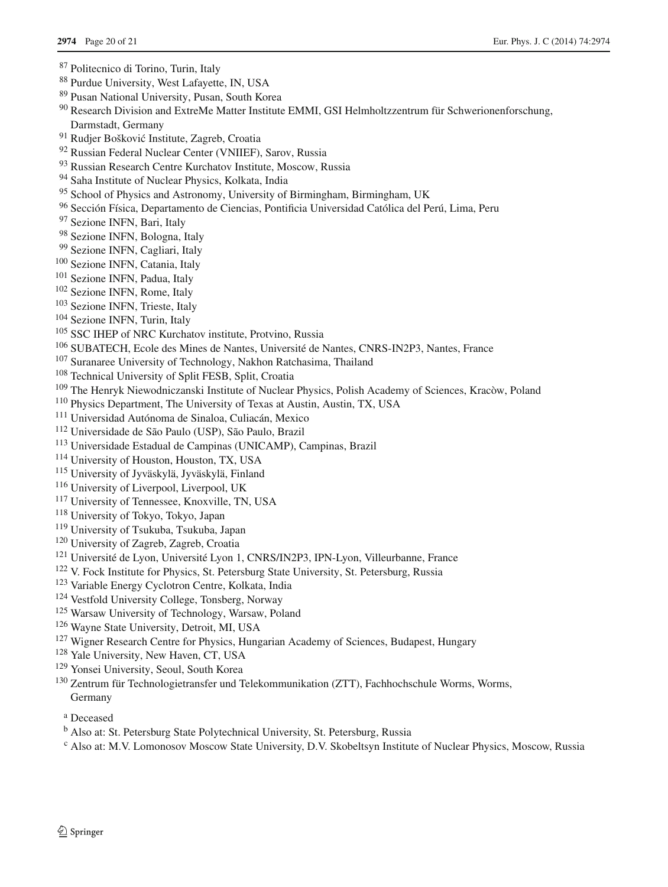[87] Politecnico di Torino, Turin, Italy
[88] Purdue University, West Lafayette, IN, USA
[89] Pusan National University, Pusan, South Korea
[90] Research Division and ExtreMe Matter Institute EMMI, GSI Helmholtzzentrum für Schwerionenforschung, Darmstadt, Germany
[91] Rudjer Bošković Institute, Zagreb, Croatia
[92] Russian Federal Nuclear Center (VNIIEF), Sarov, Russia
[93] Russian Research Centre Kurchatov Institute, Moscow, Russia
[94] Saha Institute of Nuclear Physics, Kolkata, India
[95] School of Physics and Astronomy, University of Birmingham, Birmingham, UK
[96] Sección Física, Departamento de Ciencias, Pontificia Universidad Católica del Perú, Lima, Peru
[97] Sezione INFN, Bari, Italy
[98] Sezione INFN, Bologna, Italy
[99] Sezione INFN, Cagliari, Italy
[100] Sezione INFN, Catania, Italy
[101] Sezione INFN, Padua, Italy
[102] Sezione INFN, Rome, Italy
[103] Sezione INFN, Trieste, Italy
[104] Sezione INFN, Turin, Italy
[105] SSC IHEP of NRC Kurchatov institute, Protvino, Russia
[106] SUBATECH, Ecole des Mines de Nantes, Université de Nantes, CNRS-IN2P3, Nantes, France
[107] Suranaree University of Technology, Nakhon Ratchasima, Thailand
[108] Technical University of Split FESB, Split, Croatia
[109] The Henryk Niewodniczanski Institute of Nuclear Physics, Polish Academy of Sciences, Kracòw, Poland
[110] Physics Department, The University of Texas at Austin, Austin, TX, USA
[111] Universidad Autónoma de Sinaloa, Culiacán, Mexico
[112] Universidade de São Paulo (USP), São Paulo, Brazil
[113] Universidade Estadual de Campinas (UNICAMP), Campinas, Brazil
[114] University of Houston, Houston, TX, USA
[115] University of Jyväskylä, Jyväskylä, Finland
[116] University of Liverpool, Liverpool, UK
[117] University of Tennessee, Knoxville, TN, USA
[118] University of Tokyo, Tokyo, Japan
[119] University of Tsukuba, Tsukuba, Japan
[120] University of Zagreb, Zagreb, Croatia
[121] Université de Lyon, Université Lyon 1, CNRS/IN2P3, IPN-Lyon, Villeurbanne, France
[122] V. Fock Institute for Physics, St. Petersburg State University, St. Petersburg, Russia
[123] Variable Energy Cyclotron Centre, Kolkata, India
[124] Vestfold University College, Tonsberg, Norway
[125] Warsaw University of Technology, Warsaw, Poland
[126] Wayne State University, Detroit, MI, USA
[127] Wigner Research Centre for Physics, Hungarian Academy of Sciences, Budapest, Hungary
[128] Yale University, New Haven, CT, USA
[129] Yonsei University, Seoul, South Korea
[130] Zentrum für Technologietransfer und Telekommunikation (ZTT), Fachhochschule Worms, Worms, Germany

[a] Deceased
[b] Also at: St. Petersburg State Polytechnical University, St. Petersburg, Russia
[c] Also at: M.V. Lomonosov Moscow State University, D.V. Skobeltsyn Institute of Nuclear Physics, Moscow, Russia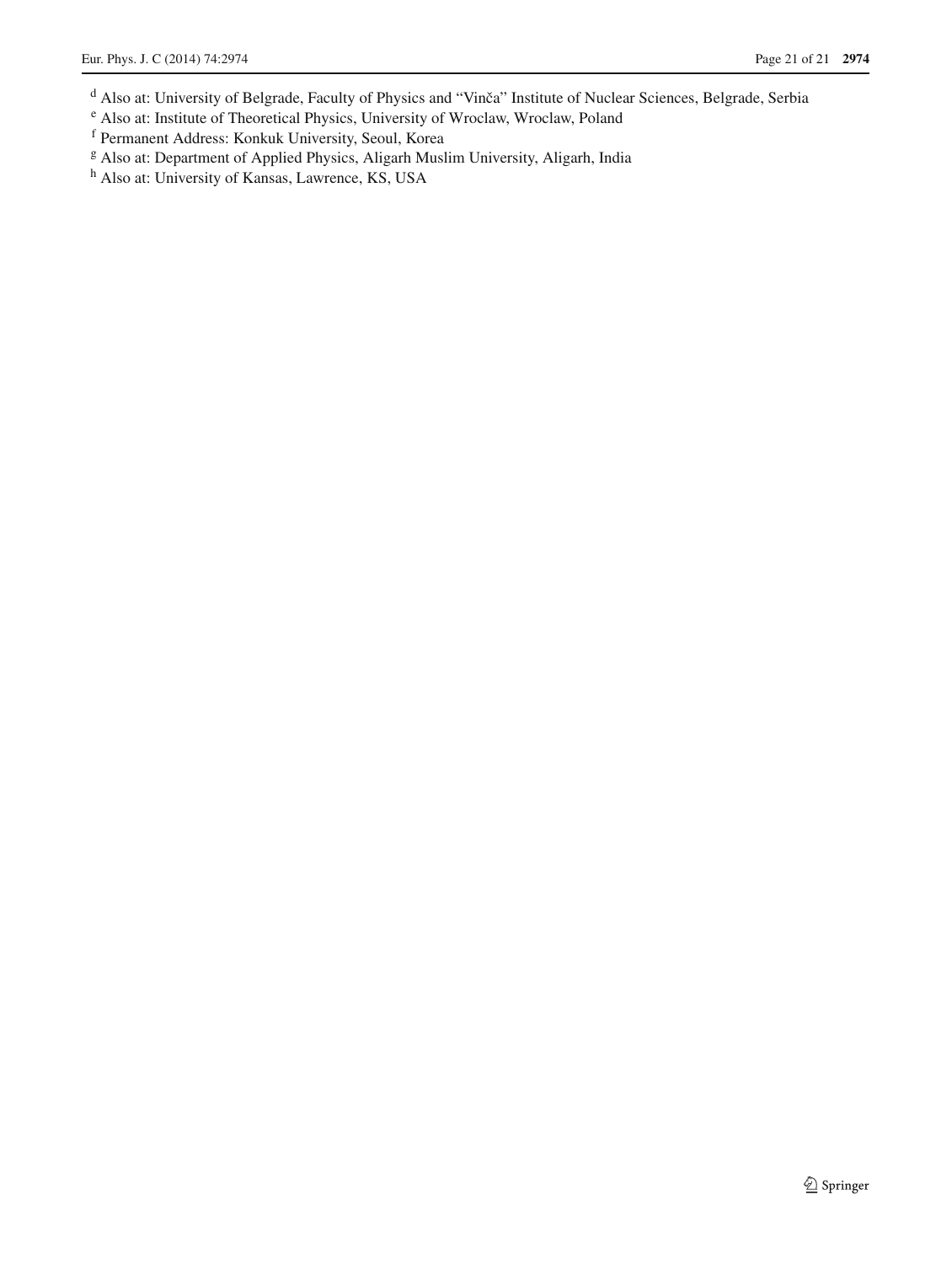[d] Also at: University of Belgrade, Faculty of Physics and "Vinča" Institute of Nuclear Sciences, Belgrade, Serbia

[e] Also at: Institute of Theoretical Physics, University of Wroclaw, Wroclaw, Poland

[f] Permanent Address: Konkuk University, Seoul, Korea

[g] Also at: Department of Applied Physics, Aligarh Muslim University, Aligarh, India

[h] Also at: University of Kansas, Lawrence, KS, USA